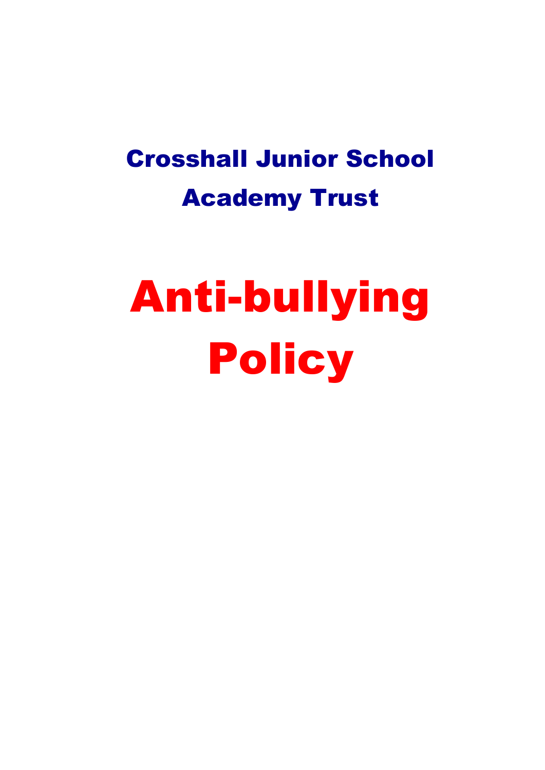## Crosshall Junior School Academy Trust

# Anti-bullying Policy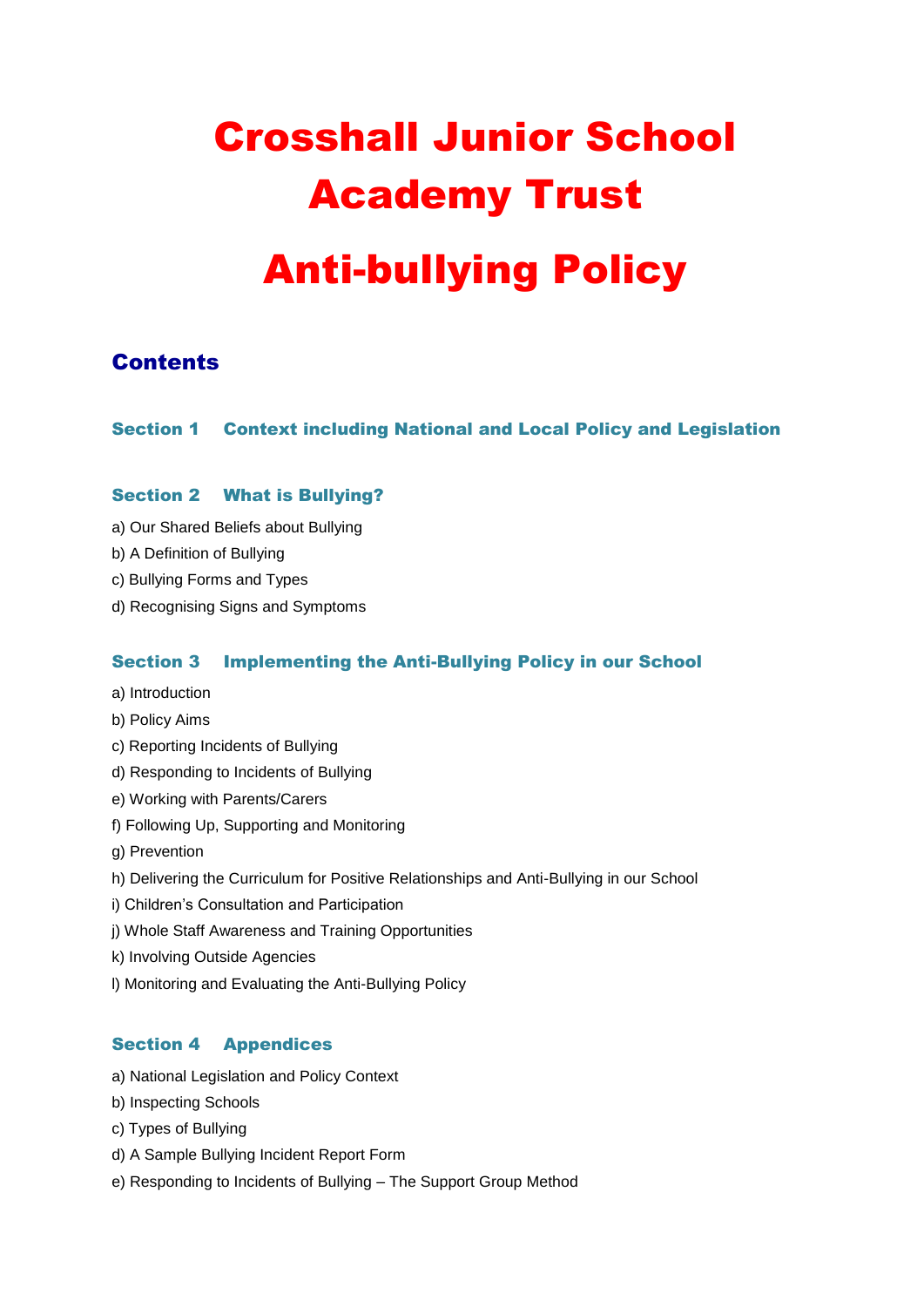# Crosshall Junior School Academy Trust

# Anti-bullying Policy

## Contents

### Section 1 Context including National and Local Policy and Legislation

### Section 2 What is Bullying?

a) Our Shared Beliefs about Bullying

b) A Definition of Bullying

c) Bullying Forms and Types

d) Recognising Signs and Symptoms

### Section 3 Implementing the Anti-Bullying Policy in our School

a) Introduction

b) Policy Aims

c) Reporting Incidents of Bullying

d) Responding to Incidents of Bullying

e) Working with Parents/Carers

f) Following Up, Supporting and Monitoring

g) Prevention

h) Delivering the Curriculum for Positive Relationships and Anti-Bullying in our School

i) Children's Consultation and Participation

j) Whole Staff Awareness and Training Opportunities

k) Involving Outside Agencies

l) Monitoring and Evaluating the Anti-Bullying Policy

### Section 4 Appendices

a) National Legislation and Policy Context

b) Inspecting Schools

c) Types of Bullying

d) A Sample Bullying Incident Report Form

e) Responding to Incidents of Bullying – The Support Group Method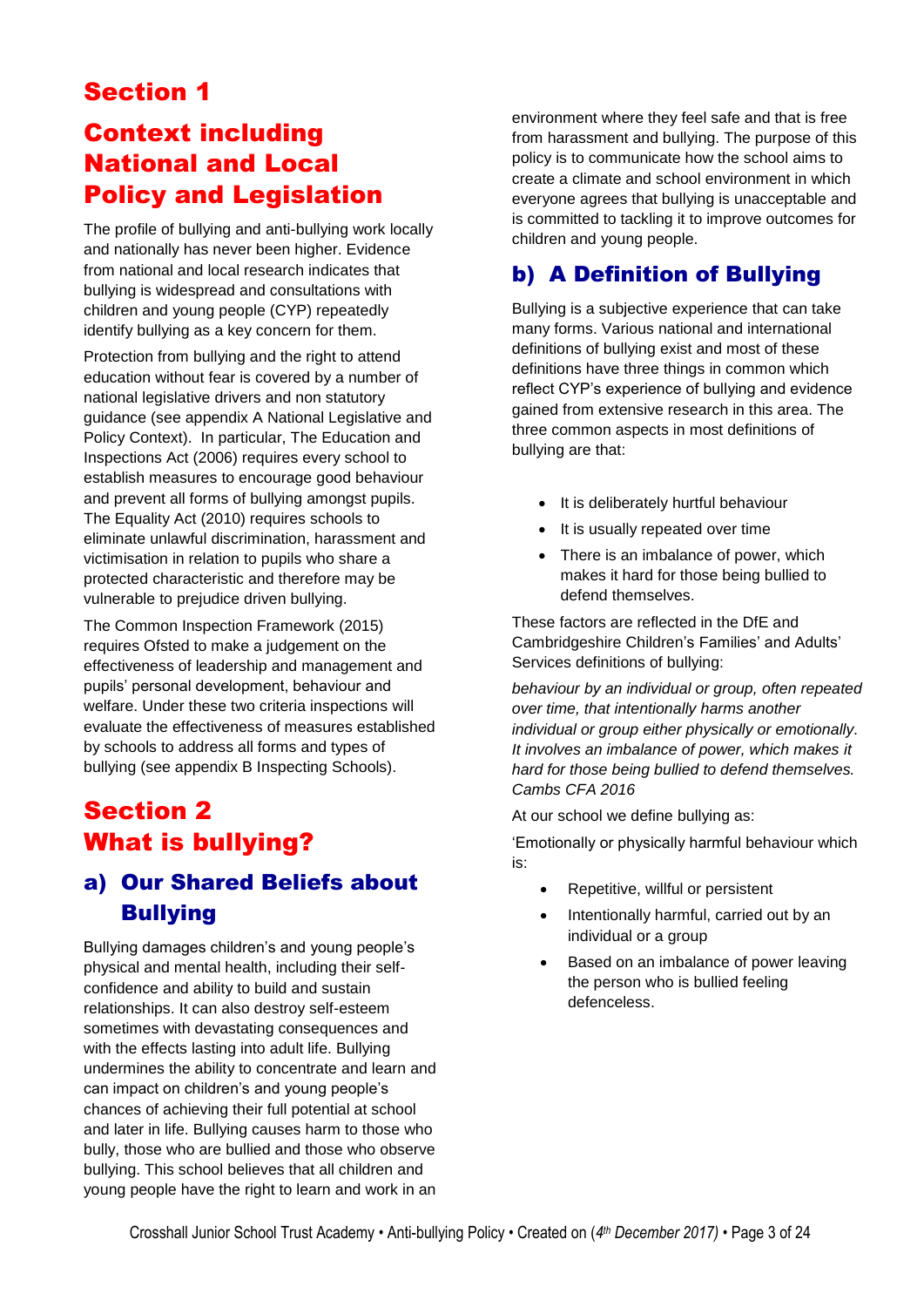# Section 1

# Context including National and Local Policy and Legislation

The profile of bullying and anti-bullying work locally and nationally has never been higher. Evidence from national and local research indicates that bullying is widespread and consultations with children and young people (CYP) repeatedly identify bullying as a key concern for them.

Protection from bullying and the right to attend education without fear is covered by a number of national legislative drivers and non statutory guidance (see appendix A National Legislative and Policy Context). In particular, The Education and Inspections Act (2006) requires every school to establish measures to encourage good behaviour and prevent all forms of bullying amongst pupils. The Equality Act (2010) requires schools to eliminate unlawful discrimination, harassment and victimisation in relation to pupils who share a protected characteristic and therefore may be vulnerable to prejudice driven bullying.

The Common Inspection Framework (2015) requires Ofsted to make a judgement on the effectiveness of leadership and management and pupils' personal development, behaviour and welfare. Under these two criteria inspections will evaluate the effectiveness of measures established by schools to address all forms and types of bullying (see appendix B Inspecting Schools).

# Section 2
# What is bullying?

## a) Our Shared Beliefs about Bullying

Bullying damages children's and young people's physical and mental health, including their self-confidence and ability to build and sustain relationships. It can also destroy self-esteem sometimes with devastating consequences and with the effects lasting into adult life. Bullying undermines the ability to concentrate and learn and can impact on children's and young people's chances of achieving their full potential at school and later in life. Bullying causes harm to those who bully, those who are bullied and those who observe bullying. This school believes that all children and young people have the right to learn and work in an environment where they feel safe and that is free from harassment and bullying. The purpose of this policy is to communicate how the school aims to create a climate and school environment in which everyone agrees that bullying is unacceptable and is committed to tackling it to improve outcomes for children and young people.

## b) A Definition of Bullying

Bullying is a subjective experience that can take many forms. Various national and international definitions of bullying exist and most of these definitions have three things in common which reflect CYP's experience of bullying and evidence gained from extensive research in this area. The three common aspects in most definitions of bullying are that:

- It is deliberately hurtful behaviour
- It is usually repeated over time
- There is an imbalance of power, which makes it hard for those being bullied to defend themselves.

These factors are reflected in the DfE and Cambridgeshire Children's Families' and Adults' Services definitions of bullying:

*behaviour by an individual or group, often repeated over time, that intentionally harms another individual or group either physically or emotionally. It involves an imbalance of power, which makes it hard for those being bullied to defend themselves. Cambs CFA 2016*

At our school we define bullying as:

'Emotionally or physically harmful behaviour which is:

- Repetitive, willful or persistent
- Intentionally harmful, carried out by an individual or a group
- Based on an imbalance of power leaving the person who is bullied feeling defenceless.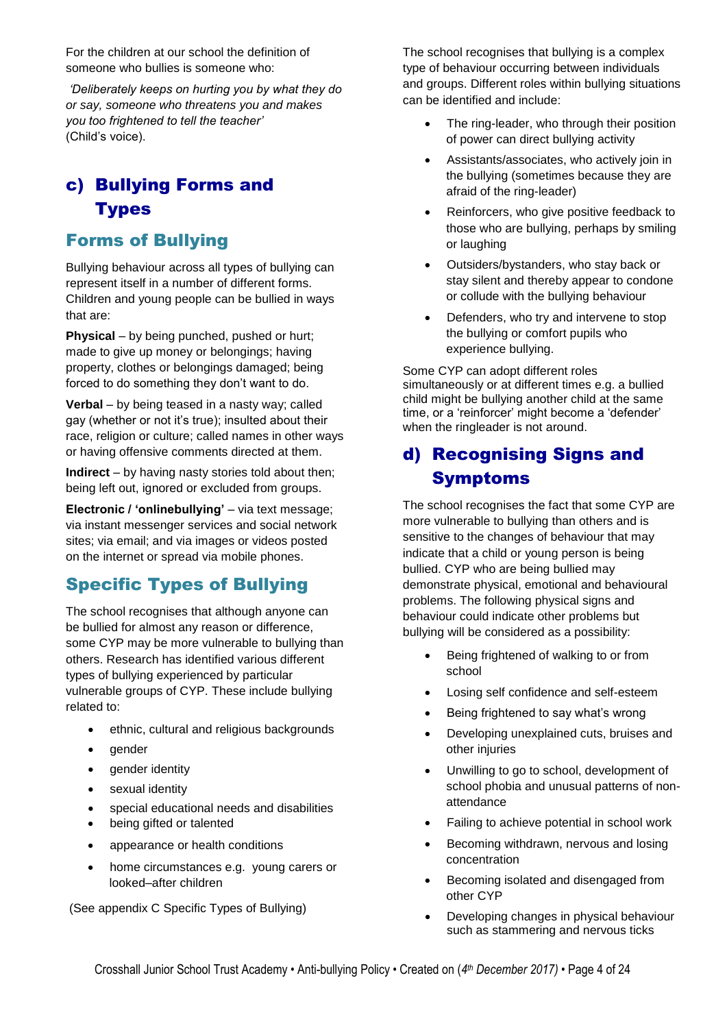For the children at our school the definition of someone who bullies is someone who:

*'Deliberately keeps on hurting you by what they do or say, someone who threatens you and makes you too frightened to tell the teacher'* (Child's voice).

## c) Bullying Forms and Types

### Forms of Bullying

Bullying behaviour across all types of bullying can represent itself in a number of different forms. Children and young people can be bullied in ways that are:

**Physical** – by being punched, pushed or hurt; made to give up money or belongings; having property, clothes or belongings damaged; being forced to do something they don't want to do.

**Verbal** – by being teased in a nasty way; called gay (whether or not it's true); insulted about their race, religion or culture; called names in other ways or having offensive comments directed at them.

**Indirect** – by having nasty stories told about then; being left out, ignored or excluded from groups.

**Electronic / 'onlinebullying'** – via text message; via instant messenger services and social network sites; via email; and via images or videos posted on the internet or spread via mobile phones.

### Specific Types of Bullying

The school recognises that although anyone can be bullied for almost any reason or difference, some CYP may be more vulnerable to bullying than others. Research has identified various different types of bullying experienced by particular vulnerable groups of CYP. These include bullying related to:

- ethnic, cultural and religious backgrounds
- gender
- gender identity
- sexual identity
- special educational needs and disabilities
- being gifted or talented
- appearance or health conditions
- home circumstances e.g. young carers or looked–after children

(See appendix C Specific Types of Bullying)

The school recognises that bullying is a complex type of behaviour occurring between individuals and groups. Different roles within bullying situations can be identified and include:

- The ring-leader, who through their position of power can direct bullying activity
- Assistants/associates, who actively join in the bullying (sometimes because they are afraid of the ring-leader)
- Reinforcers, who give positive feedback to those who are bullying, perhaps by smiling or laughing
- Outsiders/bystanders, who stay back or stay silent and thereby appear to condone or collude with the bullying behaviour
- Defenders, who try and intervene to stop the bullying or comfort pupils who experience bullying.

Some CYP can adopt different roles simultaneously or at different times e.g. a bullied child might be bullying another child at the same time, or a 'reinforcer' might become a 'defender' when the ringleader is not around.

## d) Recognising Signs and Symptoms

The school recognises the fact that some CYP are more vulnerable to bullying than others and is sensitive to the changes of behaviour that may indicate that a child or young person is being bullied. CYP who are being bullied may demonstrate physical, emotional and behavioural problems. The following physical signs and behaviour could indicate other problems but bullying will be considered as a possibility:

- Being frightened of walking to or from school
- Losing self confidence and self-esteem
- Being frightened to say what's wrong
- Developing unexplained cuts, bruises and other injuries
- Unwilling to go to school, development of school phobia and unusual patterns of non-attendance
- Failing to achieve potential in school work
- Becoming withdrawn, nervous and losing concentration
- Becoming isolated and disengaged from other CYP
- Developing changes in physical behaviour such as stammering and nervous ticks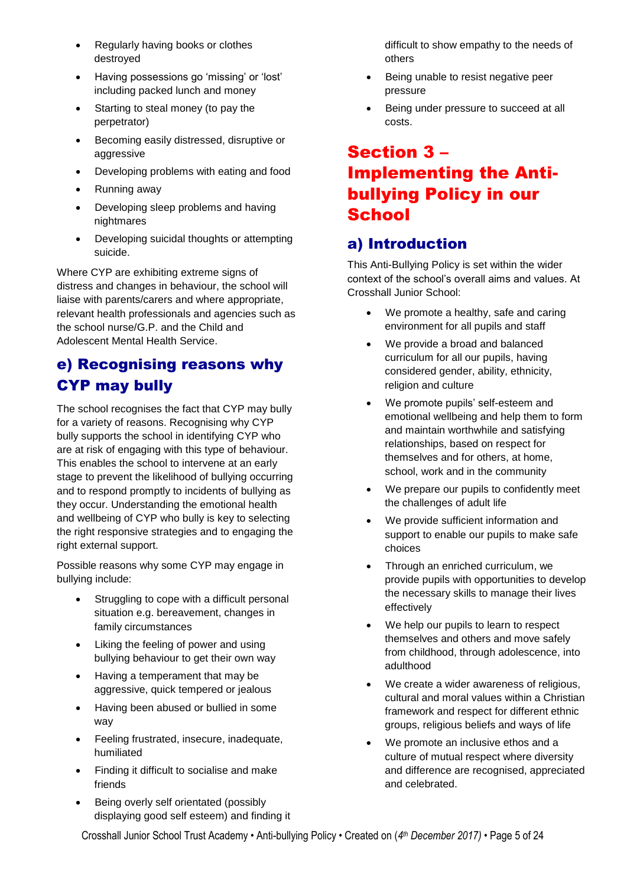- Regularly having books or clothes destroyed
- Having possessions go 'missing' or 'lost' including packed lunch and money
- Starting to steal money (to pay the perpetrator)
- Becoming easily distressed, disruptive or aggressive
- Developing problems with eating and food
- Running away
- Developing sleep problems and having nightmares
- Developing suicidal thoughts or attempting suicide.

Where CYP are exhibiting extreme signs of distress and changes in behaviour, the school will liaise with parents/carers and where appropriate, relevant health professionals and agencies such as the school nurse/G.P. and the Child and Adolescent Mental Health Service.

## e) Recognising reasons why CYP may bully

The school recognises the fact that CYP may bully for a variety of reasons. Recognising why CYP bully supports the school in identifying CYP who are at risk of engaging with this type of behaviour. This enables the school to intervene at an early stage to prevent the likelihood of bullying occurring and to respond promptly to incidents of bullying as they occur. Understanding the emotional health and wellbeing of CYP who bully is key to selecting the right responsive strategies and to engaging the right external support.

Possible reasons why some CYP may engage in bullying include:

- Struggling to cope with a difficult personal situation e.g. bereavement, changes in family circumstances
- Liking the feeling of power and using bullying behaviour to get their own way
- Having a temperament that may be aggressive, quick tempered or jealous
- Having been abused or bullied in some way
- Feeling frustrated, insecure, inadequate, humiliated
- Finding it difficult to socialise and make friends
- Being overly self orientated (possibly displaying good self esteem) and finding it difficult to show empathy to the needs of others
- Being unable to resist negative peer pressure
- Being under pressure to succeed at all costs.

# Section 3 – Implementing the Anti-bullying Policy in our School

## a) Introduction

This Anti-Bullying Policy is set within the wider context of the school's overall aims and values. At Crosshall Junior School:

- We promote a healthy, safe and caring environment for all pupils and staff
- We provide a broad and balanced curriculum for all our pupils, having considered gender, ability, ethnicity, religion and culture
- We promote pupils' self-esteem and emotional wellbeing and help them to form and maintain worthwhile and satisfying relationships, based on respect for themselves and for others, at home, school, work and in the community
- We prepare our pupils to confidently meet the challenges of adult life
- We provide sufficient information and support to enable our pupils to make safe choices
- Through an enriched curriculum, we provide pupils with opportunities to develop the necessary skills to manage their lives effectively
- We help our pupils to learn to respect themselves and others and move safely from childhood, through adolescence, into adulthood
- We create a wider awareness of religious, cultural and moral values within a Christian framework and respect for different ethnic groups, religious beliefs and ways of life
- We promote an inclusive ethos and a culture of mutual respect where diversity and difference are recognised, appreciated and celebrated.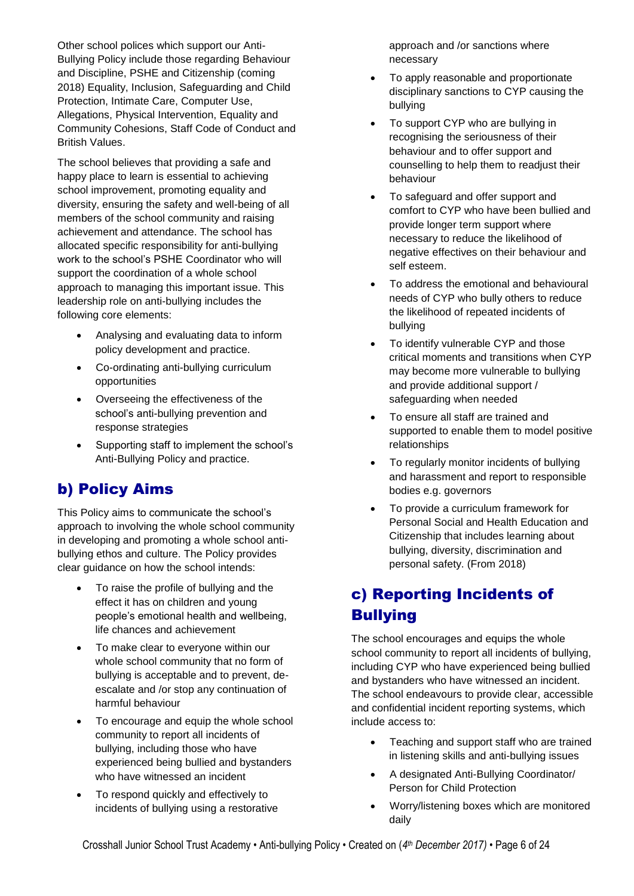Other school polices which support our Anti-Bullying Policy include those regarding Behaviour and Discipline, PSHE and Citizenship (coming 2018) Equality, Inclusion, Safeguarding and Child Protection, Intimate Care, Computer Use, Allegations, Physical Intervention, Equality and Community Cohesions, Staff Code of Conduct and British Values.

The school believes that providing a safe and happy place to learn is essential to achieving school improvement, promoting equality and diversity, ensuring the safety and well-being of all members of the school community and raising achievement and attendance. The school has allocated specific responsibility for anti-bullying work to the school's PSHE Coordinator who will support the coordination of a whole school approach to managing this important issue. This leadership role on anti-bullying includes the following core elements:

- Analysing and evaluating data to inform policy development and practice.
- Co-ordinating anti-bullying curriculum opportunities
- Overseeing the effectiveness of the school's anti-bullying prevention and response strategies
- Supporting staff to implement the school's Anti-Bullying Policy and practice.

## b) Policy Aims

This Policy aims to communicate the school's approach to involving the whole school community in developing and promoting a whole school anti-bullying ethos and culture. The Policy provides clear guidance on how the school intends:

- To raise the profile of bullying and the effect it has on children and young people's emotional health and wellbeing, life chances and achievement
- To make clear to everyone within our whole school community that no form of bullying is acceptable and to prevent, de-escalate and /or stop any continuation of harmful behaviour
- To encourage and equip the whole school community to report all incidents of bullying, including those who have experienced being bullied and bystanders who have witnessed an incident
- To respond quickly and effectively to incidents of bullying using a restorative approach and /or sanctions where necessary
- To apply reasonable and proportionate disciplinary sanctions to CYP causing the bullying
- To support CYP who are bullying in recognising the seriousness of their behaviour and to offer support and counselling to help them to readjust their behaviour
- To safeguard and offer support and comfort to CYP who have been bullied and provide longer term support where necessary to reduce the likelihood of negative effectives on their behaviour and self esteem.
- To address the emotional and behavioural needs of CYP who bully others to reduce the likelihood of repeated incidents of bullying
- To identify vulnerable CYP and those critical moments and transitions when CYP may become more vulnerable to bullying and provide additional support / safeguarding when needed
- To ensure all staff are trained and supported to enable them to model positive relationships
- To regularly monitor incidents of bullying and harassment and report to responsible bodies e.g. governors
- To provide a curriculum framework for Personal Social and Health Education and Citizenship that includes learning about bullying, diversity, discrimination and personal safety. (From 2018)

## c) Reporting Incidents of Bullying

The school encourages and equips the whole school community to report all incidents of bullying, including CYP who have experienced being bullied and bystanders who have witnessed an incident. The school endeavours to provide clear, accessible and confidential incident reporting systems, which include access to:

- Teaching and support staff who are trained in listening skills and anti-bullying issues
- A designated Anti-Bullying Coordinator/ Person for Child Protection
- Worry/listening boxes which are monitored daily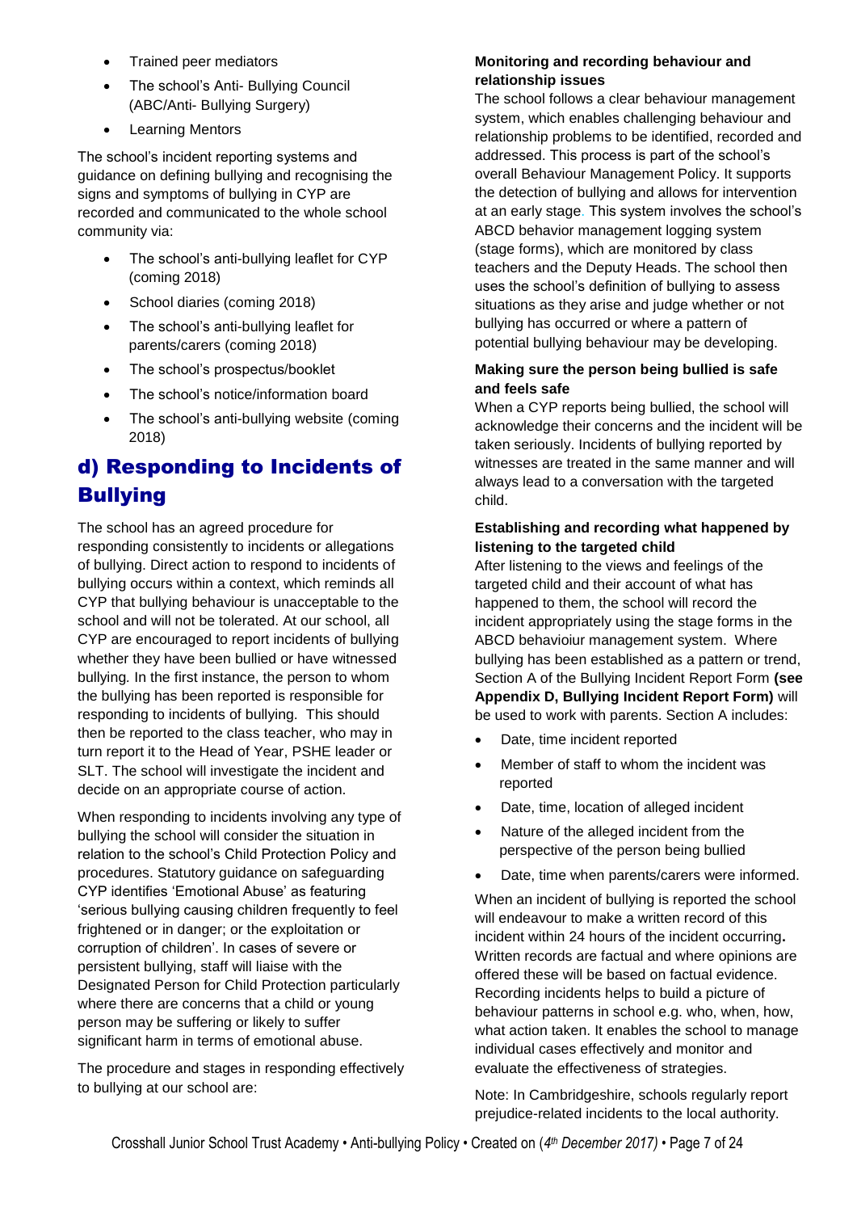- Trained peer mediators
- The school's Anti- Bullying Council (ABC/Anti- Bullying Surgery)
- Learning Mentors

The school's incident reporting systems and guidance on defining bullying and recognising the signs and symptoms of bullying in CYP are recorded and communicated to the whole school community via:

- The school's anti-bullying leaflet for CYP (coming 2018)
- School diaries (coming 2018)
- The school's anti-bullying leaflet for parents/carers (coming 2018)
- The school's prospectus/booklet
- The school's notice/information board
- The school's anti-bullying website (coming 2018)

## d) Responding to Incidents of Bullying

The school has an agreed procedure for responding consistently to incidents or allegations of bullying. Direct action to respond to incidents of bullying occurs within a context, which reminds all CYP that bullying behaviour is unacceptable to the school and will not be tolerated. At our school, all CYP are encouraged to report incidents of bullying whether they have been bullied or have witnessed bullying*.* In the first instance, the person to whom the bullying has been reported is responsible for responding to incidents of bullying. This should then be reported to the class teacher, who may in turn report it to the Head of Year, PSHE leader or SLT. The school will investigate the incident and decide on an appropriate course of action.

When responding to incidents involving any type of bullying the school will consider the situation in relation to the school's Child Protection Policy and procedures. Statutory guidance on safeguarding CYP identifies 'Emotional Abuse' as featuring 'serious bullying causing children frequently to feel frightened or in danger; or the exploitation or corruption of children'. In cases of severe or persistent bullying, staff will liaise with the Designated Person for Child Protection particularly where there are concerns that a child or young person may be suffering or likely to suffer significant harm in terms of emotional abuse.

The procedure and stages in responding effectively to bullying at our school are:

**Monitoring and recording behaviour and relationship issues**

The school follows a clear behaviour management system, which enables challenging behaviour and relationship problems to be identified, recorded and addressed. This process is part of the school's overall Behaviour Management Policy. It supports the detection of bullying and allows for intervention at an early stage. This system involves the school's ABCD behavior management logging system (stage forms), which are monitored by class teachers and the Deputy Heads. The school then uses the school's definition of bullying to assess situations as they arise and judge whether or not bullying has occurred or where a pattern of potential bullying behaviour may be developing.

**Making sure the person being bullied is safe and feels safe**

When a CYP reports being bullied, the school will acknowledge their concerns and the incident will be taken seriously. Incidents of bullying reported by witnesses are treated in the same manner and will always lead to a conversation with the targeted child.

**Establishing and recording what happened by listening to the targeted child**

After listening to the views and feelings of the targeted child and their account of what has happened to them, the school will record the incident appropriately using the stage forms in the ABCD behavioiur management system. Where bullying has been established as a pattern or trend, Section A of the Bullying Incident Report Form **(see Appendix D, Bullying Incident Report Form)** will be used to work with parents. Section A includes:

- Date, time incident reported
- Member of staff to whom the incident was reported
- Date, time, location of alleged incident
- Nature of the alleged incident from the perspective of the person being bullied
- Date, time when parents/carers were informed.

When an incident of bullying is reported the school will endeavour to make a written record of this incident within 24 hours of the incident occurring**.** Written records are factual and where opinions are offered these will be based on factual evidence. Recording incidents helps to build a picture of behaviour patterns in school e.g. who, when, how, what action taken. It enables the school to manage individual cases effectively and monitor and evaluate the effectiveness of strategies.

Note: In Cambridgeshire, schools regularly report prejudice-related incidents to the local authority.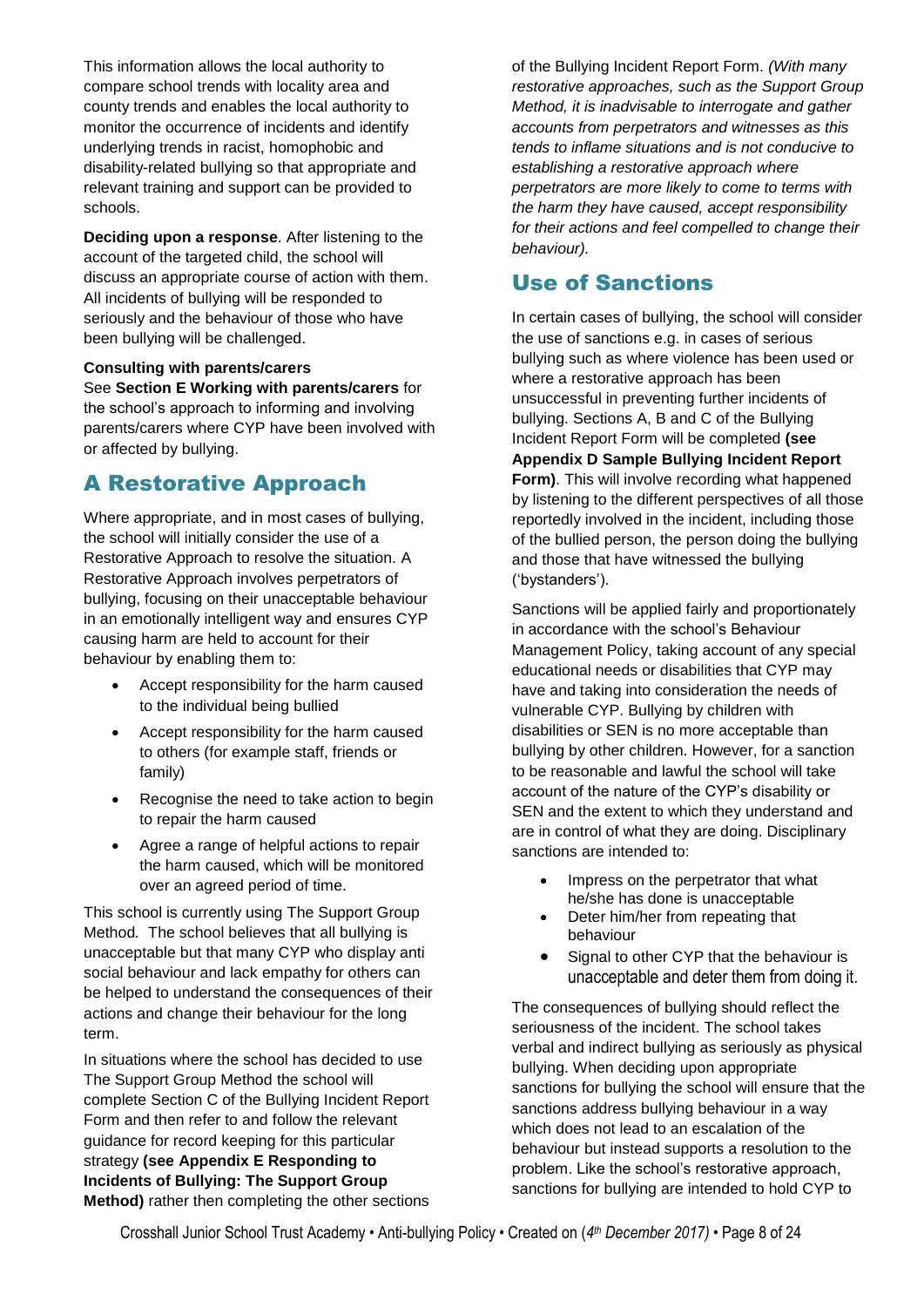This information allows the local authority to compare school trends with locality area and county trends and enables the local authority to monitor the occurrence of incidents and identify underlying trends in racist, homophobic and disability-related bullying so that appropriate and relevant training and support can be provided to schools.

**Deciding upon a response**. After listening to the account of the targeted child, the school will discuss an appropriate course of action with them. All incidents of bullying will be responded to seriously and the behaviour of those who have been bullying will be challenged.

**Consulting with parents/carers**
See **Section E Working with parents/carers** for the school's approach to informing and involving parents/carers where CYP have been involved with or affected by bullying.

## A Restorative Approach

Where appropriate, and in most cases of bullying, the school will initially consider the use of a Restorative Approach to resolve the situation. A Restorative Approach involves perpetrators of bullying, focusing on their unacceptable behaviour in an emotionally intelligent way and ensures CYP causing harm are held to account for their behaviour by enabling them to:

- Accept responsibility for the harm caused to the individual being bullied
- Accept responsibility for the harm caused to others (for example staff, friends or family)
- Recognise the need to take action to begin to repair the harm caused
- Agree a range of helpful actions to repair the harm caused, which will be monitored over an agreed period of time.

This school is currently using The Support Group Method. The school believes that all bullying is unacceptable but that many CYP who display anti social behaviour and lack empathy for others can be helped to understand the consequences of their actions and change their behaviour for the long term.

In situations where the school has decided to use The Support Group Method the school will complete Section C of the Bullying Incident Report Form and then refer to and follow the relevant guidance for record keeping for this particular strategy **(see Appendix E Responding to Incidents of Bullying: The Support Group Method)** rather then completing the other sections of the Bullying Incident Report Form. *(With many restorative approaches, such as the Support Group Method, it is inadvisable to interrogate and gather accounts from perpetrators and witnesses as this tends to inflame situations and is not conducive to establishing a restorative approach where perpetrators are more likely to come to terms with the harm they have caused, accept responsibility for their actions and feel compelled to change their behaviour).*

## Use of Sanctions

In certain cases of bullying, the school will consider the use of sanctions e.g. in cases of serious bullying such as where violence has been used or where a restorative approach has been unsuccessful in preventing further incidents of bullying. Sections A, B and C of the Bullying Incident Report Form will be completed **(see Appendix D Sample Bullying Incident Report Form)**. This will involve recording what happened by listening to the different perspectives of all those reportedly involved in the incident, including those of the bullied person, the person doing the bullying and those that have witnessed the bullying ('bystanders').

Sanctions will be applied fairly and proportionately in accordance with the school's Behaviour Management Policy, taking account of any special educational needs or disabilities that CYP may have and taking into consideration the needs of vulnerable CYP. Bullying by children with disabilities or SEN is no more acceptable than bullying by other children. However, for a sanction to be reasonable and lawful the school will take account of the nature of the CYP's disability or SEN and the extent to which they understand and are in control of what they are doing. Disciplinary sanctions are intended to:

- Impress on the perpetrator that what he/she has done is unacceptable
- Deter him/her from repeating that behaviour
- Signal to other CYP that the behaviour is unacceptable and deter them from doing it.

The consequences of bullying should reflect the seriousness of the incident. The school takes verbal and indirect bullying as seriously as physical bullying. When deciding upon appropriate sanctions for bullying the school will ensure that the sanctions address bullying behaviour in a way which does not lead to an escalation of the behaviour but instead supports a resolution to the problem. Like the school's restorative approach, sanctions for bullying are intended to hold CYP to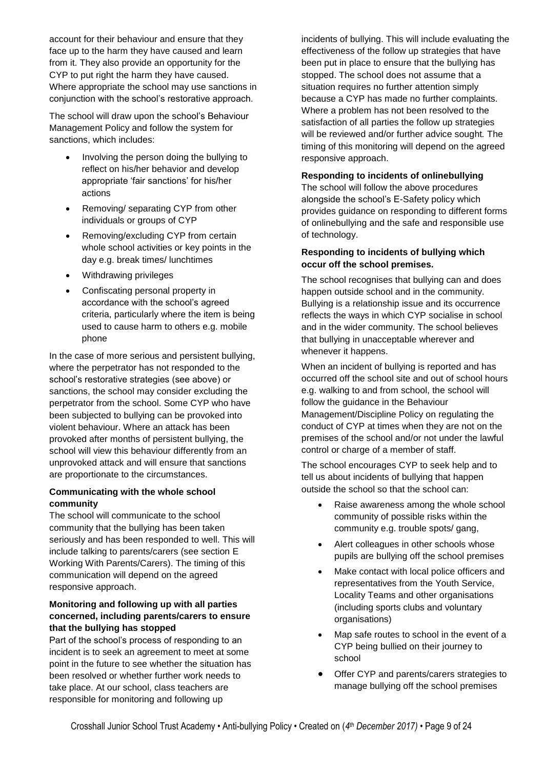account for their behaviour and ensure that they face up to the harm they have caused and learn from it. They also provide an opportunity for the CYP to put right the harm they have caused. Where appropriate the school may use sanctions in conjunction with the school's restorative approach.

The school will draw upon the school's Behaviour Management Policy and follow the system for sanctions, which includes:

- Involving the person doing the bullying to reflect on his/her behavior and develop appropriate 'fair sanctions' for his/her actions
- Removing/ separating CYP from other individuals or groups of CYP
- Removing/excluding CYP from certain whole school activities or key points in the day e.g. break times/ lunchtimes
- Withdrawing privileges
- Confiscating personal property in accordance with the school's agreed criteria, particularly where the item is being used to cause harm to others e.g. mobile phone

In the case of more serious and persistent bullying, where the perpetrator has not responded to the school's restorative strategies (see above) or sanctions, the school may consider excluding the perpetrator from the school. Some CYP who have been subjected to bullying can be provoked into violent behaviour. Where an attack has been provoked after months of persistent bullying, the school will view this behaviour differently from an unprovoked attack and will ensure that sanctions are proportionate to the circumstances.

**Communicating with the whole school community**

The school will communicate to the school community that the bullying has been taken seriously and has been responded to well. This will include talking to parents/carers (see section E Working With Parents/Carers). The timing of this communication will depend on the agreed responsive approach.

**Monitoring and following up with all parties concerned, including parents/carers to ensure that the bullying has stopped**

Part of the school's process of responding to an incident is to seek an agreement to meet at some point in the future to see whether the situation has been resolved or whether further work needs to take place. At our school, class teachers are responsible for monitoring and following up incidents of bullying. This will include evaluating the effectiveness of the follow up strategies that have been put in place to ensure that the bullying has stopped. The school does not assume that a situation requires no further attention simply because a CYP has made no further complaints. Where a problem has not been resolved to the satisfaction of all parties the follow up strategies will be reviewed and/or further advice sought. The timing of this monitoring will depend on the agreed responsive approach.

**Responding to incidents of onlinebullying**

The school will follow the above procedures alongside the school's E-Safety policy which provides guidance on responding to different forms of onlinebullying and the safe and responsible use of technology.

**Responding to incidents of bullying which occur off the school premises.**

The school recognises that bullying can and does happen outside school and in the community. Bullying is a relationship issue and its occurrence reflects the ways in which CYP socialise in school and in the wider community. The school believes that bullying in unacceptable wherever and whenever it happens.

When an incident of bullying is reported and has occurred off the school site and out of school hours e.g. walking to and from school, the school will follow the guidance in the Behaviour Management/Discipline Policy on regulating the conduct of CYP at times when they are not on the premises of the school and/or not under the lawful control or charge of a member of staff.

The school encourages CYP to seek help and to tell us about incidents of bullying that happen outside the school so that the school can:

- Raise awareness among the whole school community of possible risks within the community e.g. trouble spots/ gang,
- Alert colleagues in other schools whose pupils are bullying off the school premises
- Make contact with local police officers and representatives from the Youth Service, Locality Teams and other organisations (including sports clubs and voluntary organisations)
- Map safe routes to school in the event of a CYP being bullied on their journey to school
- Offer CYP and parents/carers strategies to manage bullying off the school premises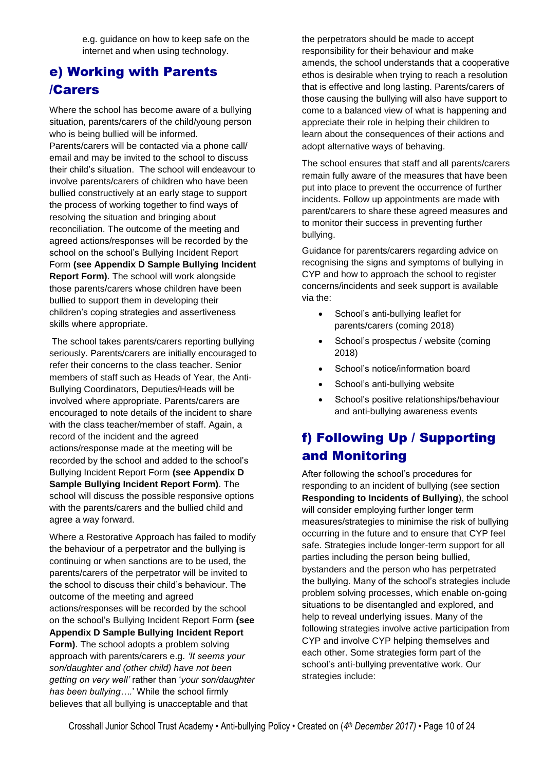e.g. guidance on how to keep safe on the internet and when using technology.

## e) Working with Parents /Carers

Where the school has become aware of a bullying situation, parents/carers of the child/young person who is being bullied will be informed. Parents/carers will be contacted via a phone call/ email and may be invited to the school to discuss their child's situation. The school will endeavour to involve parents/carers of children who have been bullied constructively at an early stage to support the process of working together to find ways of resolving the situation and bringing about reconciliation. The outcome of the meeting and agreed actions/responses will be recorded by the school on the school's Bullying Incident Report Form **(see Appendix D Sample Bullying Incident Report Form)**. The school will work alongside those parents/carers whose children have been bullied to support them in developing their children's coping strategies and assertiveness skills where appropriate.

The school takes parents/carers reporting bullying seriously. Parents/carers are initially encouraged to refer their concerns to the class teacher. Senior members of staff such as Heads of Year, the Anti-Bullying Coordinators, Deputies/Heads will be involved where appropriate. Parents/carers are encouraged to note details of the incident to share with the class teacher/member of staff. Again, a record of the incident and the agreed actions/response made at the meeting will be recorded by the school and added to the school's Bullying Incident Report Form **(see Appendix D Sample Bullying Incident Report Form)**. The school will discuss the possible responsive options with the parents/carers and the bullied child and agree a way forward.

Where a Restorative Approach has failed to modify the behaviour of a perpetrator and the bullying is continuing or when sanctions are to be used, the parents/carers of the perpetrator will be invited to the school to discuss their child's behaviour. The outcome of the meeting and agreed actions/responses will be recorded by the school on the school's Bullying Incident Report Form **(see Appendix D Sample Bullying Incident Report Form)**. The school adopts a problem solving approach with parents/carers e.g. *'It seems your son/daughter and (other child) have not been getting on very well'* rather than '*your son/daughter has been bullying….*' While the school firmly believes that all bullying is unacceptable and that the perpetrators should be made to accept responsibility for their behaviour and make amends, the school understands that a cooperative ethos is desirable when trying to reach a resolution that is effective and long lasting. Parents/carers of those causing the bullying will also have support to come to a balanced view of what is happening and appreciate their role in helping their children to learn about the consequences of their actions and adopt alternative ways of behaving.

The school ensures that staff and all parents/carers remain fully aware of the measures that have been put into place to prevent the occurrence of further incidents. Follow up appointments are made with parent/carers to share these agreed measures and to monitor their success in preventing further bullying.

Guidance for parents/carers regarding advice on recognising the signs and symptoms of bullying in CYP and how to approach the school to register concerns/incidents and seek support is available via the:

- School's anti-bullying leaflet for parents/carers (coming 2018)
- School's prospectus / website (coming 2018)
- School's notice/information board
- School's anti-bullying website
- School's positive relationships/behaviour and anti-bullying awareness events

## f) Following Up / Supporting and Monitoring

After following the school's procedures for responding to an incident of bullying (see section **Responding to Incidents of Bullying**), the school will consider employing further longer term measures/strategies to minimise the risk of bullying occurring in the future and to ensure that CYP feel safe. Strategies include longer-term support for all parties including the person being bullied, bystanders and the person who has perpetrated the bullying. Many of the school's strategies include problem solving processes, which enable on-going situations to be disentangled and explored, and help to reveal underlying issues. Many of the following strategies involve active participation from CYP and involve CYP helping themselves and each other. Some strategies form part of the school's anti-bullying preventative work. Our strategies include: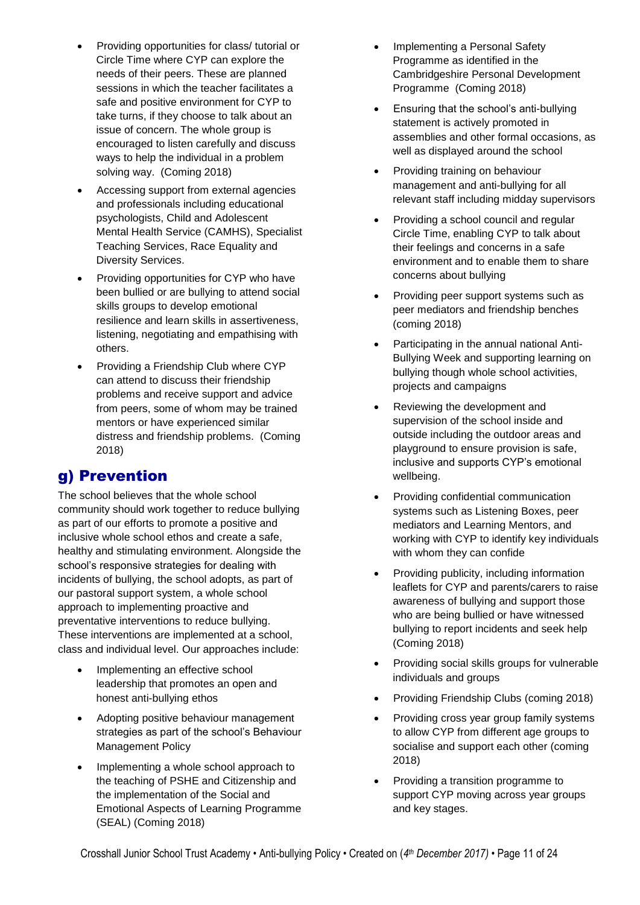- Providing opportunities for class/ tutorial or Circle Time where CYP can explore the needs of their peers. These are planned sessions in which the teacher facilitates a safe and positive environment for CYP to take turns, if they choose to talk about an issue of concern. The whole group is encouraged to listen carefully and discuss ways to help the individual in a problem solving way. (Coming 2018)
- Accessing support from external agencies and professionals including educational psychologists, Child and Adolescent Mental Health Service (CAMHS), Specialist Teaching Services, Race Equality and Diversity Services.
- Providing opportunities for CYP who have been bullied or are bullying to attend social skills groups to develop emotional resilience and learn skills in assertiveness, listening, negotiating and empathising with others.
- Providing a Friendship Club where CYP can attend to discuss their friendship problems and receive support and advice from peers, some of whom may be trained mentors or have experienced similar distress and friendship problems. (Coming 2018)

## g) Prevention

The school believes that the whole school community should work together to reduce bullying as part of our efforts to promote a positive and inclusive whole school ethos and create a safe, healthy and stimulating environment. Alongside the school's responsive strategies for dealing with incidents of bullying, the school adopts, as part of our pastoral support system, a whole school approach to implementing proactive and preventative interventions to reduce bullying. These interventions are implemented at a school, class and individual level. Our approaches include:

- Implementing an effective school leadership that promotes an open and honest anti-bullying ethos
- Adopting positive behaviour management strategies as part of the school's Behaviour Management Policy
- Implementing a whole school approach to the teaching of PSHE and Citizenship and the implementation of the Social and Emotional Aspects of Learning Programme (SEAL) (Coming 2018)
- Implementing a Personal Safety Programme as identified in the Cambridgeshire Personal Development Programme (Coming 2018)
- Ensuring that the school's anti-bullying statement is actively promoted in assemblies and other formal occasions, as well as displayed around the school
- Providing training on behaviour management and anti-bullying for all relevant staff including midday supervisors
- Providing a school council and regular Circle Time, enabling CYP to talk about their feelings and concerns in a safe environment and to enable them to share concerns about bullying
- Providing peer support systems such as peer mediators and friendship benches (coming 2018)
- Participating in the annual national Anti-Bullying Week and supporting learning on bullying though whole school activities, projects and campaigns
- Reviewing the development and supervision of the school inside and outside including the outdoor areas and playground to ensure provision is safe, inclusive and supports CYP's emotional wellbeing.
- Providing confidential communication systems such as Listening Boxes, peer mediators and Learning Mentors, and working with CYP to identify key individuals with whom they can confide
- Providing publicity, including information leaflets for CYP and parents/carers to raise awareness of bullying and support those who are being bullied or have witnessed bullying to report incidents and seek help (Coming 2018)
- Providing social skills groups for vulnerable individuals and groups
- Providing Friendship Clubs (coming 2018)
- Providing cross year group family systems to allow CYP from different age groups to socialise and support each other (coming 2018)
- Providing a transition programme to support CYP moving across year groups and key stages.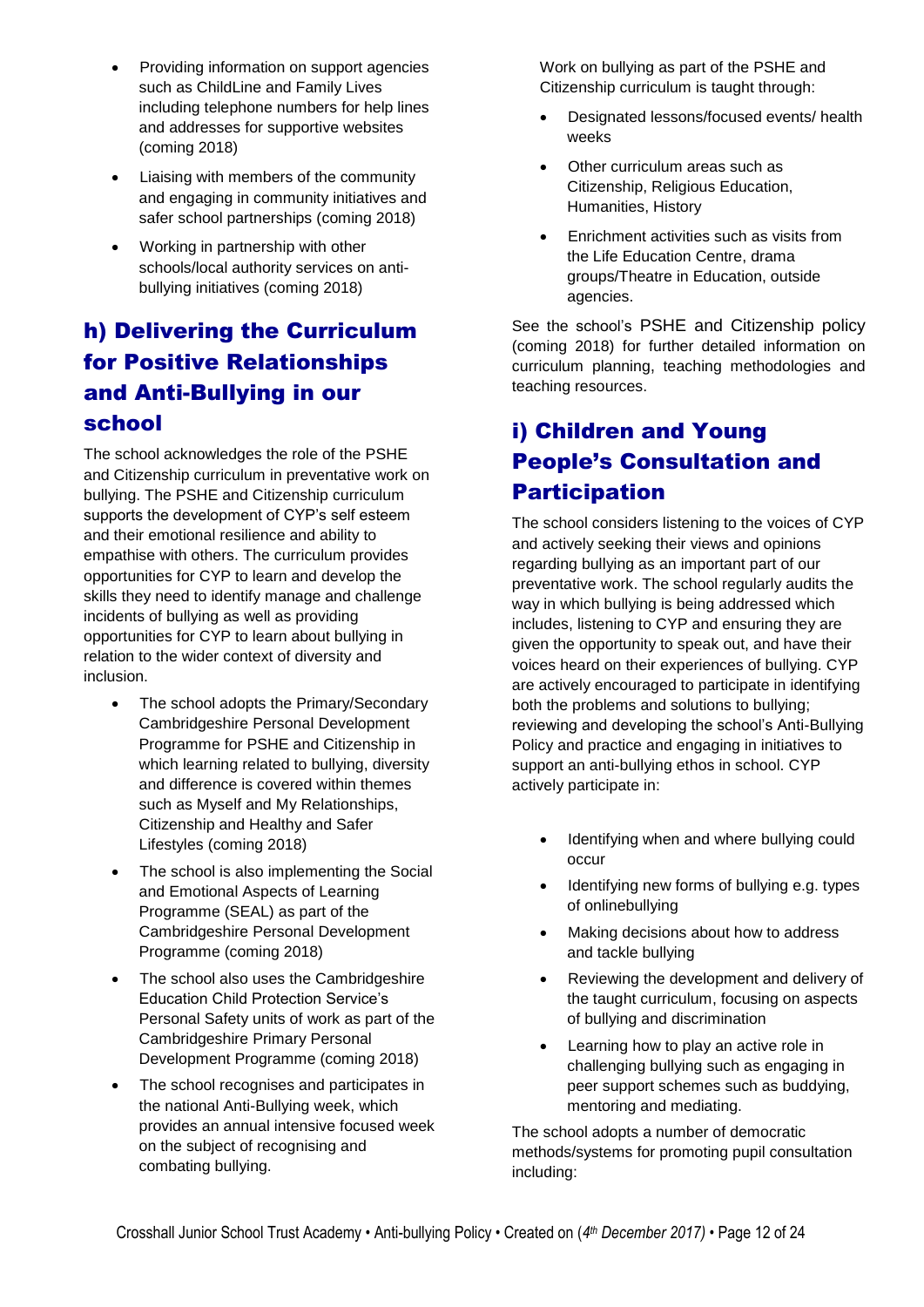- Providing information on support agencies such as ChildLine and Family Lives including telephone numbers for help lines and addresses for supportive websites (coming 2018)
- Liaising with members of the community and engaging in community initiatives and safer school partnerships (coming 2018)
- Working in partnership with other schools/local authority services on anti-bullying initiatives (coming 2018)

## h) Delivering the Curriculum for Positive Relationships and Anti-Bullying in our school

The school acknowledges the role of the PSHE and Citizenship curriculum in preventative work on bullying. The PSHE and Citizenship curriculum supports the development of CYP's self esteem and their emotional resilience and ability to empathise with others. The curriculum provides opportunities for CYP to learn and develop the skills they need to identify manage and challenge incidents of bullying as well as providing opportunities for CYP to learn about bullying in relation to the wider context of diversity and inclusion.

- The school adopts the Primary/Secondary Cambridgeshire Personal Development Programme for PSHE and Citizenship in which learning related to bullying, diversity and difference is covered within themes such as Myself and My Relationships, Citizenship and Healthy and Safer Lifestyles (coming 2018)
- The school is also implementing the Social and Emotional Aspects of Learning Programme (SEAL) as part of the Cambridgeshire Personal Development Programme (coming 2018)
- The school also uses the Cambridgeshire Education Child Protection Service's Personal Safety units of work as part of the Cambridgeshire Primary Personal Development Programme (coming 2018)
- The school recognises and participates in the national Anti-Bullying week, which provides an annual intensive focused week on the subject of recognising and combating bullying.

Work on bullying as part of the PSHE and Citizenship curriculum is taught through:

- Designated lessons/focused events/ health weeks
- Other curriculum areas such as Citizenship, Religious Education, Humanities, History
- Enrichment activities such as visits from the Life Education Centre, drama groups/Theatre in Education, outside agencies.

See the school's PSHE and Citizenship policy (coming 2018) for further detailed information on curriculum planning, teaching methodologies and teaching resources.

## i) Children and Young People's Consultation and Participation

The school considers listening to the voices of CYP and actively seeking their views and opinions regarding bullying as an important part of our preventative work. The school regularly audits the way in which bullying is being addressed which includes, listening to CYP and ensuring they are given the opportunity to speak out, and have their voices heard on their experiences of bullying. CYP are actively encouraged to participate in identifying both the problems and solutions to bullying; reviewing and developing the school's Anti-Bullying Policy and practice and engaging in initiatives to support an anti-bullying ethos in school. CYP actively participate in:

- Identifying when and where bullying could occur
- Identifying new forms of bullying e.g. types of onlinebullying
- Making decisions about how to address and tackle bullying
- Reviewing the development and delivery of the taught curriculum, focusing on aspects of bullying and discrimination
- Learning how to play an active role in challenging bullying such as engaging in peer support schemes such as buddying, mentoring and mediating.

The school adopts a number of democratic methods/systems for promoting pupil consultation including: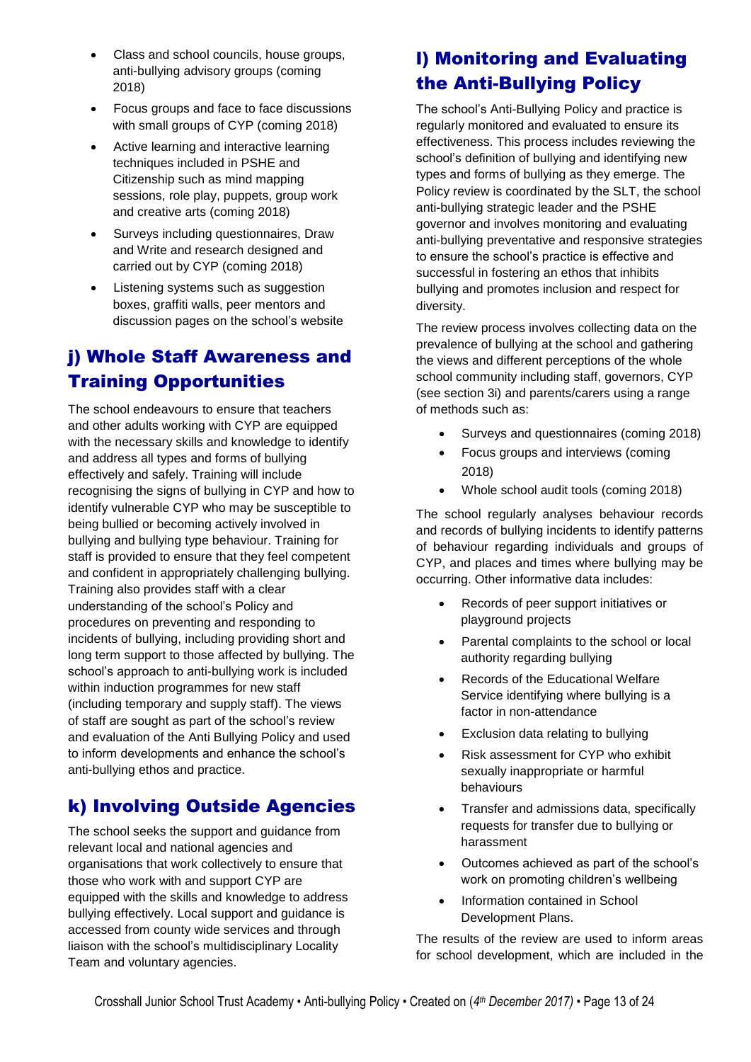- Class and school councils, house groups, anti-bullying advisory groups (coming 2018)
- Focus groups and face to face discussions with small groups of CYP (coming 2018)
- Active learning and interactive learning techniques included in PSHE and Citizenship such as mind mapping sessions, role play, puppets, group work and creative arts (coming 2018)
- Surveys including questionnaires, Draw and Write and research designed and carried out by CYP (coming 2018)
- Listening systems such as suggestion boxes, graffiti walls, peer mentors and discussion pages on the school's website

## j) Whole Staff Awareness and Training Opportunities

The school endeavours to ensure that teachers and other adults working with CYP are equipped with the necessary skills and knowledge to identify and address all types and forms of bullying effectively and safely. Training will include recognising the signs of bullying in CYP and how to identify vulnerable CYP who may be susceptible to being bullied or becoming actively involved in bullying and bullying type behaviour. Training for staff is provided to ensure that they feel competent and confident in appropriately challenging bullying. Training also provides staff with a clear understanding of the school's Policy and procedures on preventing and responding to incidents of bullying, including providing short and long term support to those affected by bullying. The school's approach to anti-bullying work is included within induction programmes for new staff (including temporary and supply staff). The views of staff are sought as part of the school's review and evaluation of the Anti Bullying Policy and used to inform developments and enhance the school's anti-bullying ethos and practice.

## k) Involving Outside Agencies

The school seeks the support and guidance from relevant local and national agencies and organisations that work collectively to ensure that those who work with and support CYP are equipped with the skills and knowledge to address bullying effectively. Local support and guidance is accessed from county wide services and through liaison with the school's multidisciplinary Locality Team and voluntary agencies.

## l) Monitoring and Evaluating the Anti-Bullying Policy

The school's Anti-Bullying Policy and practice is regularly monitored and evaluated to ensure its effectiveness. This process includes reviewing the school's definition of bullying and identifying new types and forms of bullying as they emerge. The Policy review is coordinated by the SLT, the school anti-bullying strategic leader and the PSHE governor and involves monitoring and evaluating anti-bullying preventative and responsive strategies to ensure the school's practice is effective and successful in fostering an ethos that inhibits bullying and promotes inclusion and respect for diversity.

The review process involves collecting data on the prevalence of bullying at the school and gathering the views and different perceptions of the whole school community including staff, governors, CYP (see section 3i) and parents/carers using a range of methods such as:

- Surveys and questionnaires (coming 2018)
- Focus groups and interviews (coming 2018)
- Whole school audit tools (coming 2018)

The school regularly analyses behaviour records and records of bullying incidents to identify patterns of behaviour regarding individuals and groups of CYP, and places and times where bullying may be occurring. Other informative data includes:

- Records of peer support initiatives or playground projects
- Parental complaints to the school or local authority regarding bullying
- Records of the Educational Welfare Service identifying where bullying is a factor in non-attendance
- Exclusion data relating to bullying
- Risk assessment for CYP who exhibit sexually inappropriate or harmful behaviours
- Transfer and admissions data, specifically requests for transfer due to bullying or harassment
- Outcomes achieved as part of the school's work on promoting children's wellbeing
- Information contained in School Development Plans.

The results of the review are used to inform areas for school development, which are included in the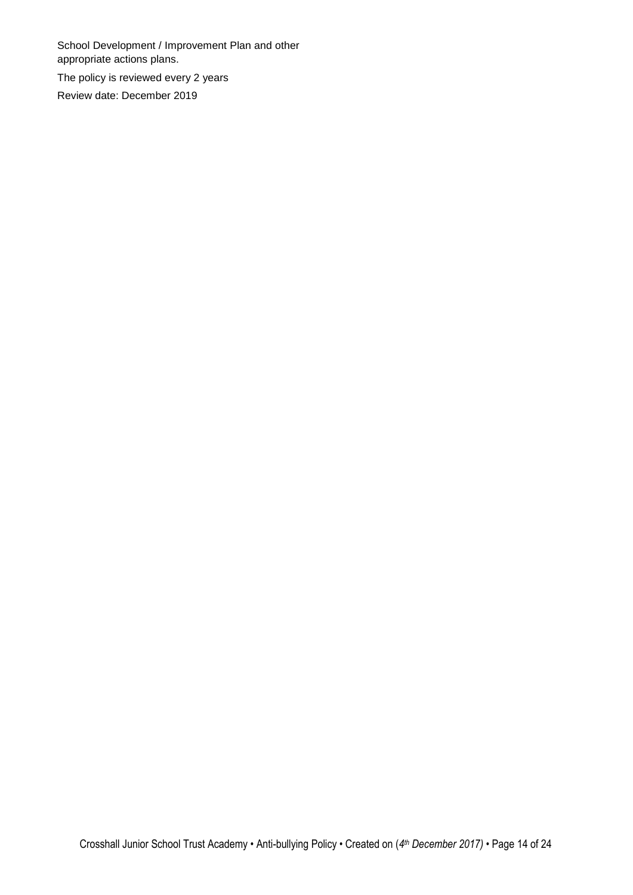School Development / Improvement Plan and other appropriate actions plans.

The policy is reviewed every 2 years

Review date: December 2019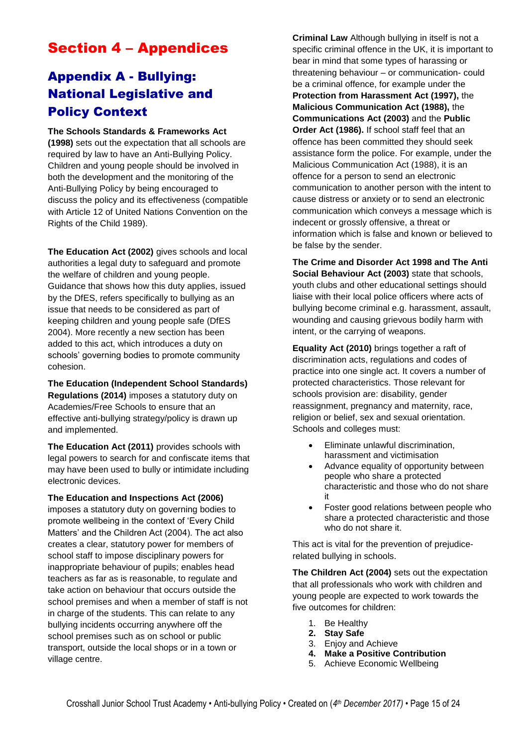# Section 4 – Appendices

## Appendix A - Bullying: National Legislative and Policy Context

**The Schools Standards & Frameworks Act (1998)** sets out the expectation that all schools are required by law to have an Anti-Bullying Policy. Children and young people should be involved in both the development and the monitoring of the Anti-Bullying Policy by being encouraged to discuss the policy and its effectiveness (compatible with Article 12 of United Nations Convention on the Rights of the Child 1989).

**The Education Act (2002)** gives schools and local authorities a legal duty to safeguard and promote the welfare of children and young people. Guidance that shows how this duty applies, issued by the DfES, refers specifically to bullying as an issue that needs to be considered as part of keeping children and young people safe (DfES 2004). More recently a new section has been added to this act, which introduces a duty on schools' governing bodies to promote community cohesion.

**The Education (Independent School Standards) Regulations (2014)** imposes a statutory duty on Academies/Free Schools to ensure that an effective anti-bullying strategy/policy is drawn up and implemented.

**The Education Act (2011)** provides schools with legal powers to search for and confiscate items that may have been used to bully or intimidate including electronic devices.

**The Education and Inspections Act (2006)** imposes a statutory duty on governing bodies to promote wellbeing in the context of 'Every Child Matters' and the Children Act (2004). The act also creates a clear, statutory power for members of school staff to impose disciplinary powers for inappropriate behaviour of pupils; enables head teachers as far as is reasonable, to regulate and take action on behaviour that occurs outside the school premises and when a member of staff is not in charge of the students. This can relate to any bullying incidents occurring anywhere off the school premises such as on school or public transport, outside the local shops or in a town or village centre.

**Criminal Law** Although bullying in itself is not a specific criminal offence in the UK, it is important to bear in mind that some types of harassing or threatening behaviour – or communication- could be a criminal offence, for example under the **Protection from Harassment Act (1997),** the **Malicious Communication Act (1988),** the **Communications Act (2003)** and the **Public Order Act (1986).** If school staff feel that an offence has been committed they should seek assistance form the police. For example, under the Malicious Communication Act (1988), it is an offence for a person to send an electronic communication to another person with the intent to cause distress or anxiety or to send an electronic communication which conveys a message which is indecent or grossly offensive, a threat or information which is false and known or believed to be false by the sender.

**The Crime and Disorder Act 1998 and The Anti Social Behaviour Act (2003)** state that schools, youth clubs and other educational settings should liaise with their local police officers where acts of bullying become criminal e.g. harassment, assault, wounding and causing grievous bodily harm with intent, or the carrying of weapons.

**Equality Act (2010)** brings together a raft of discrimination acts, regulations and codes of practice into one single act. It covers a number of protected characteristics. Those relevant for schools provision are: disability, gender reassignment, pregnancy and maternity, race, religion or belief, sex and sexual orientation. Schools and colleges must:

- Eliminate unlawful discrimination, harassment and victimisation
- Advance equality of opportunity between people who share a protected characteristic and those who do not share it
- Foster good relations between people who share a protected characteristic and those who do not share it.

This act is vital for the prevention of prejudice-related bullying in schools.

**The Children Act (2004)** sets out the expectation that all professionals who work with children and young people are expected to work towards the five outcomes for children:

1. Be Healthy
2. **Stay Safe**
3. Enjoy and Achieve
4. **Make a Positive Contribution**
5. Achieve Economic Wellbeing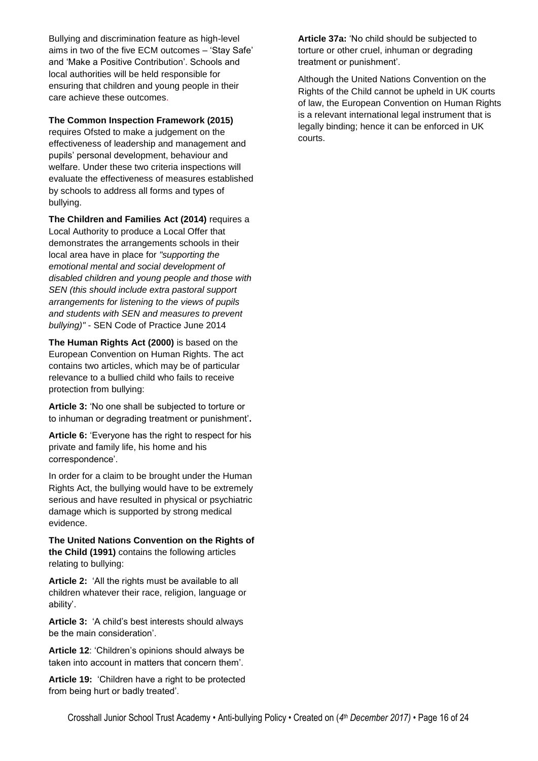Bullying and discrimination feature as high-level aims in two of the five ECM outcomes – 'Stay Safe' and 'Make a Positive Contribution'. Schools and local authorities will be held responsible for ensuring that children and young people in their care achieve these outcomes.

**The Common Inspection Framework (2015)** requires Ofsted to make a judgement on the effectiveness of leadership and management and pupils' personal development, behaviour and welfare. Under these two criteria inspections will evaluate the effectiveness of measures established by schools to address all forms and types of bullying.

**The Children and Families Act (2014)** requires a Local Authority to produce a Local Offer that demonstrates the arrangements schools in their local area have in place for *"supporting the emotional mental and social development of disabled children and young people and those with SEN (this should include extra pastoral support arrangements for listening to the views of pupils and students with SEN and measures to prevent bullying)"* - SEN Code of Practice June 2014

**The Human Rights Act (2000)** is based on the European Convention on Human Rights. The act contains two articles, which may be of particular relevance to a bullied child who fails to receive protection from bullying:

**Article 3:** 'No one shall be subjected to torture or to inhuman or degrading treatment or punishment'**.**

**Article 6:** 'Everyone has the right to respect for his private and family life, his home and his correspondence'.

In order for a claim to be brought under the Human Rights Act, the bullying would have to be extremely serious and have resulted in physical or psychiatric damage which is supported by strong medical evidence.

**The United Nations Convention on the Rights of the Child (1991)** contains the following articles relating to bullying:

**Article 2:** 'All the rights must be available to all children whatever their race, religion, language or ability'.

**Article 3:** 'A child's best interests should always be the main consideration'.

**Article 12**: 'Children's opinions should always be taken into account in matters that concern them'.

**Article 19:** 'Children have a right to be protected from being hurt or badly treated'.

**Article 37a:** 'No child should be subjected to torture or other cruel, inhuman or degrading treatment or punishment'.

Although the United Nations Convention on the Rights of the Child cannot be upheld in UK courts of law, the European Convention on Human Rights is a relevant international legal instrument that is legally binding; hence it can be enforced in UK courts.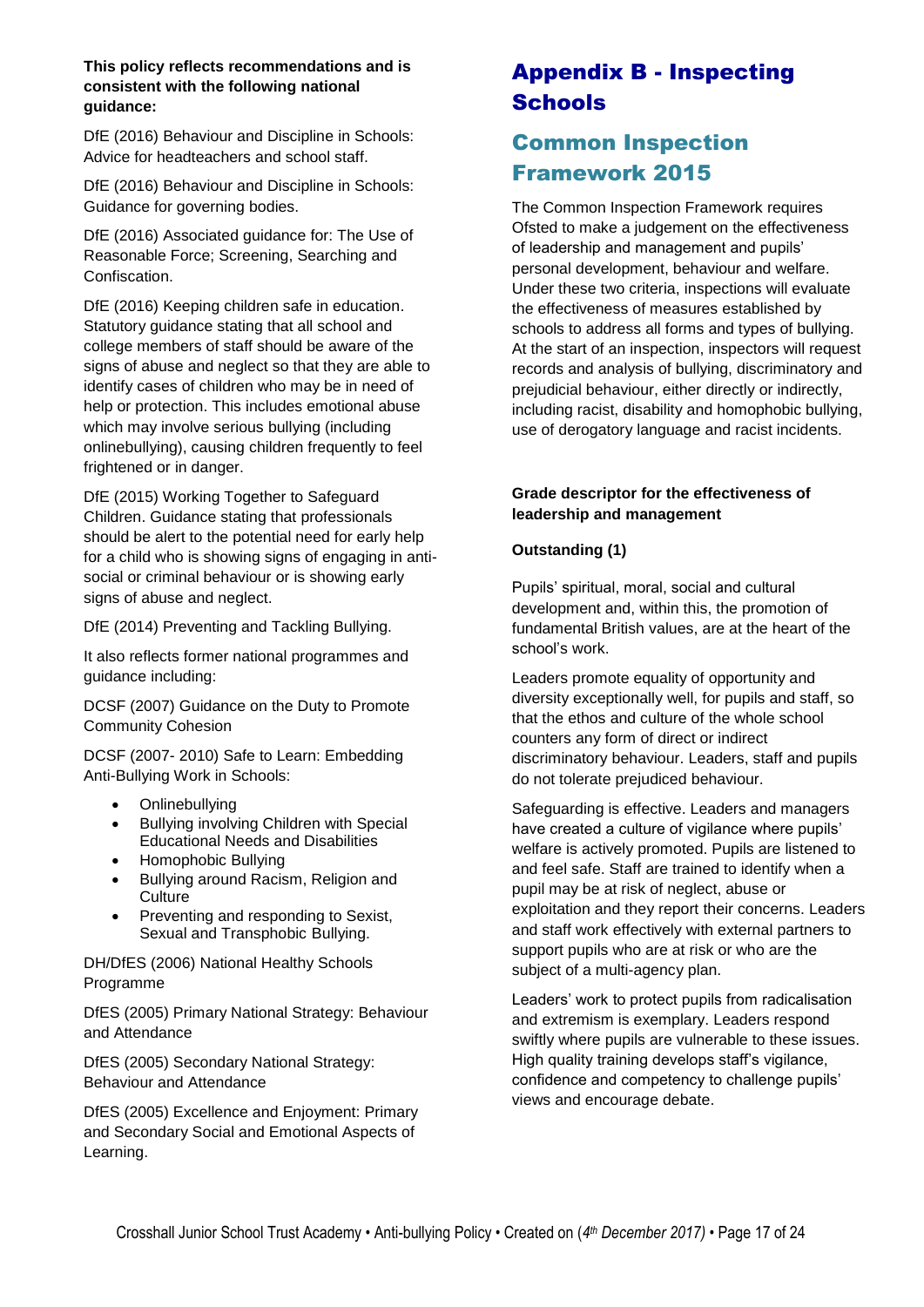**This policy reflects recommendations and is consistent with the following national guidance:**

DfE (2016) Behaviour and Discipline in Schools: Advice for headteachers and school staff.

DfE (2016) Behaviour and Discipline in Schools: Guidance for governing bodies.

DfE (2016) Associated guidance for: The Use of Reasonable Force; Screening, Searching and Confiscation.

DfE (2016) Keeping children safe in education. Statutory guidance stating that all school and college members of staff should be aware of the signs of abuse and neglect so that they are able to identify cases of children who may be in need of help or protection. This includes emotional abuse which may involve serious bullying (including onlinebullying), causing children frequently to feel frightened or in danger.

DfE (2015) Working Together to Safeguard Children. Guidance stating that professionals should be alert to the potential need for early help for a child who is showing signs of engaging in anti-social or criminal behaviour or is showing early signs of abuse and neglect.

DfE (2014) Preventing and Tackling Bullying.

It also reflects former national programmes and guidance including:

DCSF (2007) Guidance on the Duty to Promote Community Cohesion

DCSF (2007- 2010) Safe to Learn: Embedding Anti-Bullying Work in Schools:

- Onlinebullying
- Bullying involving Children with Special Educational Needs and Disabilities
- Homophobic Bullying
- Bullying around Racism, Religion and Culture
- Preventing and responding to Sexist, Sexual and Transphobic Bullying.

DH/DfES (2006) National Healthy Schools Programme

DfES (2005) Primary National Strategy: Behaviour and Attendance

DfES (2005) Secondary National Strategy: Behaviour and Attendance

DfES (2005) Excellence and Enjoyment: Primary and Secondary Social and Emotional Aspects of Learning.

# Appendix B - Inspecting Schools

## Common Inspection Framework 2015

The Common Inspection Framework requires Ofsted to make a judgement on the effectiveness of leadership and management and pupils' personal development, behaviour and welfare. Under these two criteria, inspections will evaluate the effectiveness of measures established by schools to address all forms and types of bullying. At the start of an inspection, inspectors will request records and analysis of bullying, discriminatory and prejudicial behaviour, either directly or indirectly, including racist, disability and homophobic bullying, use of derogatory language and racist incidents.

**Grade descriptor for the effectiveness of leadership and management**

**Outstanding (1)**

Pupils' spiritual, moral, social and cultural development and, within this, the promotion of fundamental British values, are at the heart of the school's work.

Leaders promote equality of opportunity and diversity exceptionally well, for pupils and staff, so that the ethos and culture of the whole school counters any form of direct or indirect discriminatory behaviour. Leaders, staff and pupils do not tolerate prejudiced behaviour.

Safeguarding is effective. Leaders and managers have created a culture of vigilance where pupils' welfare is actively promoted. Pupils are listened to and feel safe. Staff are trained to identify when a pupil may be at risk of neglect, abuse or exploitation and they report their concerns. Leaders and staff work effectively with external partners to support pupils who are at risk or who are the subject of a multi-agency plan.

Leaders' work to protect pupils from radicalisation and extremism is exemplary. Leaders respond swiftly where pupils are vulnerable to these issues. High quality training develops staff's vigilance, confidence and competency to challenge pupils' views and encourage debate.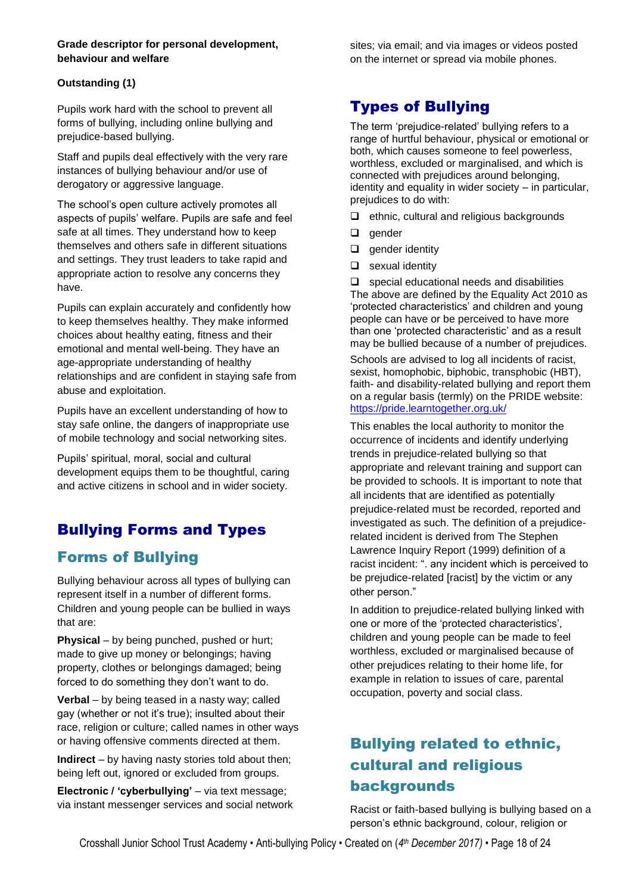**Grade descriptor for personal development, behaviour and welfare**

**Outstanding (1)**

Pupils work hard with the school to prevent all forms of bullying, including online bullying and prejudice-based bullying.

Staff and pupils deal effectively with the very rare instances of bullying behaviour and/or use of derogatory or aggressive language.

The school's open culture actively promotes all aspects of pupils' welfare. Pupils are safe and feel safe at all times. They understand how to keep themselves and others safe in different situations and settings. They trust leaders to take rapid and appropriate action to resolve any concerns they have.

Pupils can explain accurately and confidently how to keep themselves healthy. They make informed choices about healthy eating, fitness and their emotional and mental well-being. They have an age-appropriate understanding of healthy relationships and are confident in staying safe from abuse and exploitation.

Pupils have an excellent understanding of how to stay safe online, the dangers of inappropriate use of mobile technology and social networking sites.

Pupils' spiritual, moral, social and cultural development equips them to be thoughtful, caring and active citizens in school and in wider society.

# Bullying Forms and Types

## Forms of Bullying

Bullying behaviour across all types of bullying can represent itself in a number of different forms. Children and young people can be bullied in ways that are:

**Physical** – by being punched, pushed or hurt; made to give up money or belongings; having property, clothes or belongings damaged; being forced to do something they don't want to do.

**Verbal** – by being teased in a nasty way; called gay (whether or not it's true); insulted about their race, religion or culture; called names in other ways or having offensive comments directed at them.

**Indirect** – by having nasty stories told about then; being left out, ignored or excluded from groups.

**Electronic / 'cyberbullying'** – via text message; via instant messenger services and social network sites; via email; and via images or videos posted on the internet or spread via mobile phones.

## Types of Bullying

The term 'prejudice-related' bullying refers to a range of hurtful behaviour, physical or emotional or both, which causes someone to feel powerless, worthless, excluded or marginalised, and which is connected with prejudices around belonging, identity and equality in wider society – in particular, prejudices to do with:

- ethnic, cultural and religious backgrounds
- gender
- gender identity
- sexual identity
- special educational needs and disabilities

The above are defined by the Equality Act 2010 as 'protected characteristics' and children and young people can have or be perceived to have more than one 'protected characteristic' and as a result may be bullied because of a number of prejudices.

Schools are advised to log all incidents of racist, sexist, homophobic, biphobic, transphobic (HBT), faith- and disability-related bullying and report them on a regular basis (termly) on the PRIDE website: https://pride.learntogether.org.uk/

This enables the local authority to monitor the occurrence of incidents and identify underlying trends in prejudice-related bullying so that appropriate and relevant training and support can be provided to schools. It is important to note that all incidents that are identified as potentially prejudice-related must be recorded, reported and investigated as such. The definition of a prejudice-related incident is derived from The Stephen Lawrence Inquiry Report (1999) definition of a racist incident: ". any incident which is perceived to be prejudice-related [racist] by the victim or any other person."

In addition to prejudice-related bullying linked with one or more of the 'protected characteristics', children and young people can be made to feel worthless, excluded or marginalised because of other prejudices relating to their home life, for example in relation to issues of care, parental occupation, poverty and social class.

## Bullying related to ethnic, cultural and religious backgrounds

Racist or faith-based bullying is bullying based on a person's ethnic background, colour, religion or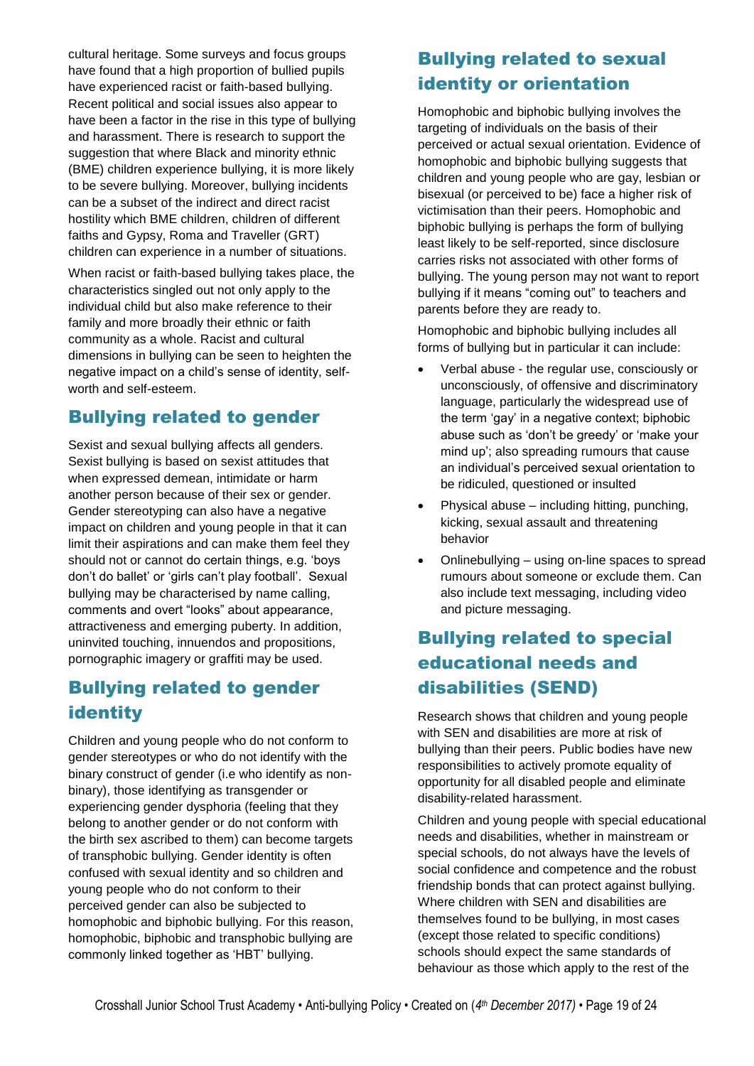cultural heritage. Some surveys and focus groups have found that a high proportion of bullied pupils have experienced racist or faith-based bullying. Recent political and social issues also appear to have been a factor in the rise in this type of bullying and harassment. There is research to support the suggestion that where Black and minority ethnic (BME) children experience bullying, it is more likely to be severe bullying. Moreover, bullying incidents can be a subset of the indirect and direct racist hostility which BME children, children of different faiths and Gypsy, Roma and Traveller (GRT) children can experience in a number of situations.

When racist or faith-based bullying takes place, the characteristics singled out not only apply to the individual child but also make reference to their family and more broadly their ethnic or faith community as a whole. Racist and cultural dimensions in bullying can be seen to heighten the negative impact on a child's sense of identity, self-worth and self-esteem.

## Bullying related to gender

Sexist and sexual bullying affects all genders. Sexist bullying is based on sexist attitudes that when expressed demean, intimidate or harm another person because of their sex or gender. Gender stereotyping can also have a negative impact on children and young people in that it can limit their aspirations and can make them feel they should not or cannot do certain things, e.g. 'boys don't do ballet' or 'girls can't play football'. Sexual bullying may be characterised by name calling, comments and overt "looks" about appearance, attractiveness and emerging puberty. In addition, uninvited touching, innuendos and propositions, pornographic imagery or graffiti may be used.

## Bullying related to gender identity

Children and young people who do not conform to gender stereotypes or who do not identify with the binary construct of gender (i.e who identify as non-binary), those identifying as transgender or experiencing gender dysphoria (feeling that they belong to another gender or do not conform with the birth sex ascribed to them) can become targets of transphobic bullying. Gender identity is often confused with sexual identity and so children and young people who do not conform to their perceived gender can also be subjected to homophobic and biphobic bullying. For this reason, homophobic, biphobic and transphobic bullying are commonly linked together as 'HBT' bullying.

## Bullying related to sexual identity or orientation

Homophobic and biphobic bullying involves the targeting of individuals on the basis of their perceived or actual sexual orientation. Evidence of homophobic and biphobic bullying suggests that children and young people who are gay, lesbian or bisexual (or perceived to be) face a higher risk of victimisation than their peers. Homophobic and biphobic bullying is perhaps the form of bullying least likely to be self-reported, since disclosure carries risks not associated with other forms of bullying. The young person may not want to report bullying if it means "coming out" to teachers and parents before they are ready to.

Homophobic and biphobic bullying includes all forms of bullying but in particular it can include:

- Verbal abuse - the regular use, consciously or unconsciously, of offensive and discriminatory language, particularly the widespread use of the term 'gay' in a negative context; biphobic abuse such as 'don't be greedy' or 'make your mind up'; also spreading rumours that cause an individual's perceived sexual orientation to be ridiculed, questioned or insulted
- Physical abuse – including hitting, punching, kicking, sexual assault and threatening behavior
- Onlinebullying – using on-line spaces to spread rumours about someone or exclude them. Can also include text messaging, including video and picture messaging.

## Bullying related to special educational needs and disabilities (SEND)

Research shows that children and young people with SEN and disabilities are more at risk of bullying than their peers. Public bodies have new responsibilities to actively promote equality of opportunity for all disabled people and eliminate disability-related harassment.

Children and young people with special educational needs and disabilities, whether in mainstream or special schools, do not always have the levels of social confidence and competence and the robust friendship bonds that can protect against bullying. Where children with SEN and disabilities are themselves found to be bullying, in most cases (except those related to specific conditions) schools should expect the same standards of behaviour as those which apply to the rest of the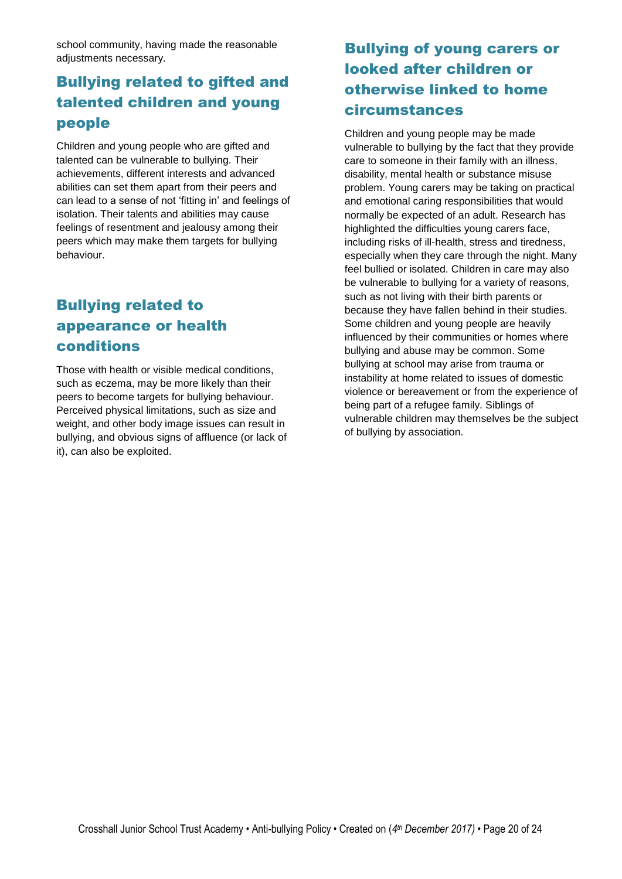school community, having made the reasonable adjustments necessary.

## Bullying related to gifted and talented children and young people

Children and young people who are gifted and talented can be vulnerable to bullying. Their achievements, different interests and advanced abilities can set them apart from their peers and can lead to a sense of not 'fitting in' and feelings of isolation. Their talents and abilities may cause feelings of resentment and jealousy among their peers which may make them targets for bullying behaviour.

## Bullying related to appearance or health conditions

Those with health or visible medical conditions, such as eczema, may be more likely than their peers to become targets for bullying behaviour. Perceived physical limitations, such as size and weight, and other body image issues can result in bullying, and obvious signs of affluence (or lack of it), can also be exploited.

## Bullying of young carers or looked after children or otherwise linked to home circumstances

Children and young people may be made vulnerable to bullying by the fact that they provide care to someone in their family with an illness, disability, mental health or substance misuse problem. Young carers may be taking on practical and emotional caring responsibilities that would normally be expected of an adult. Research has highlighted the difficulties young carers face, including risks of ill-health, stress and tiredness, especially when they care through the night. Many feel bullied or isolated. Children in care may also be vulnerable to bullying for a variety of reasons, such as not living with their birth parents or because they have fallen behind in their studies. Some children and young people are heavily influenced by their communities or homes where bullying and abuse may be common. Some bullying at school may arise from trauma or instability at home related to issues of domestic violence or bereavement or from the experience of being part of a refugee family. Siblings of vulnerable children may themselves be the subject of bullying by association.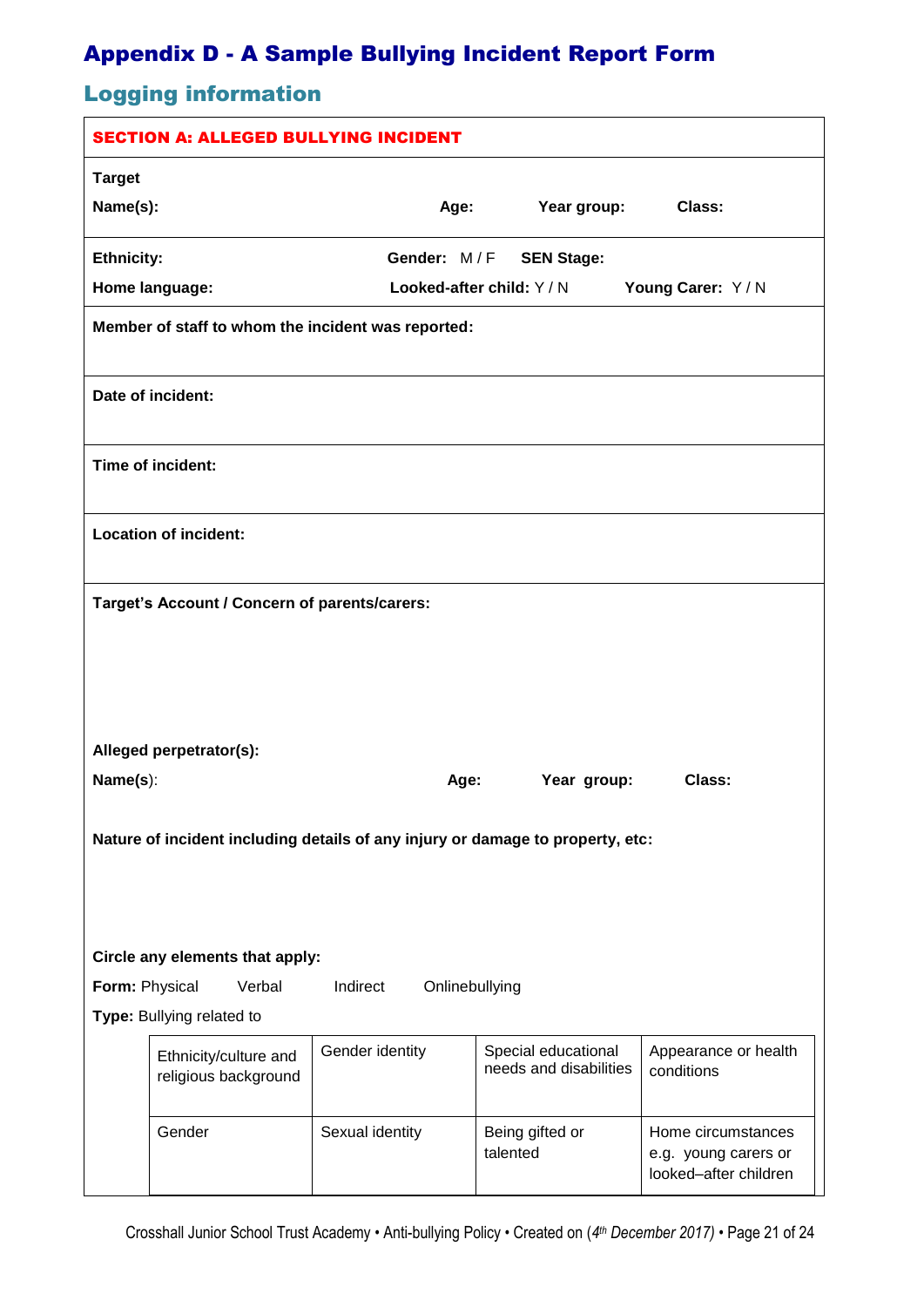# Appendix D - A Sample Bullying Incident Report Form

## Logging information

**SECTION A: ALLEGED BULLYING INCIDENT**

**Target**

**Name(s):** **Age:** **Year group:** **Class:**

**Ethnicity:** **Gender:** M / F **SEN Stage:**

**Home language:** **Looked-after child:** Y / N **Young Carer:** Y / N

**Member of staff to whom the incident was reported:**

**Date of incident:**

**Time of incident:**

**Location of incident:**

**Target's Account / Concern of parents/carers:**

**Alleged perpetrator(s):**

**Name(s)**: **Age:** **Year group:** **Class:**

**Nature of incident including details of any injury or damage to property, etc:**

**Circle any elements that apply:**

**Form:** Physical Verbal Indirect Onlinebullying

**Type:** Bullying related to

| | | | |
|---|---|---|---|
| Ethnicity/culture and religious background | Gender identity | Special educational needs and disabilities | Appearance or health conditions |
| Gender | Sexual identity | Being gifted or talented | Home circumstances e.g. young carers or looked–after children |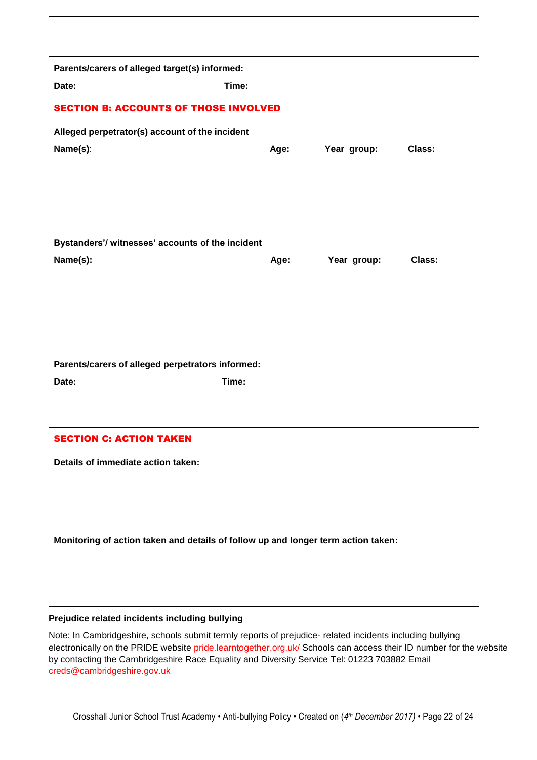**Parents/carers of alleged target(s) informed:**

**Date:** **Time:**

## SECTION B: ACCOUNTS OF THOSE INVOLVED

**Alleged perpetrator(s) account of the incident**

**Name(s)**: **Age:** **Year group:** **Class:**

**Bystanders'/ witnesses' accounts of the incident**

**Name(s):** **Age:** **Year group:** **Class:**

**Parents/carers of alleged perpetrators informed:**

**Date:** **Time:**

## SECTION C: ACTION TAKEN

**Details of immediate action taken:**

**Monitoring of action taken and details of follow up and longer term action taken:**

**Prejudice related incidents including bullying**

Note: In Cambridgeshire, schools submit termly reports of prejudice- related incidents including bullying electronically on the PRIDE website pride.learntogether.org.uk/ Schools can access their ID number for the website by contacting the Cambridgeshire Race Equality and Diversity Service Tel: 01223 703882 Email creds@cambridgeshire.gov.uk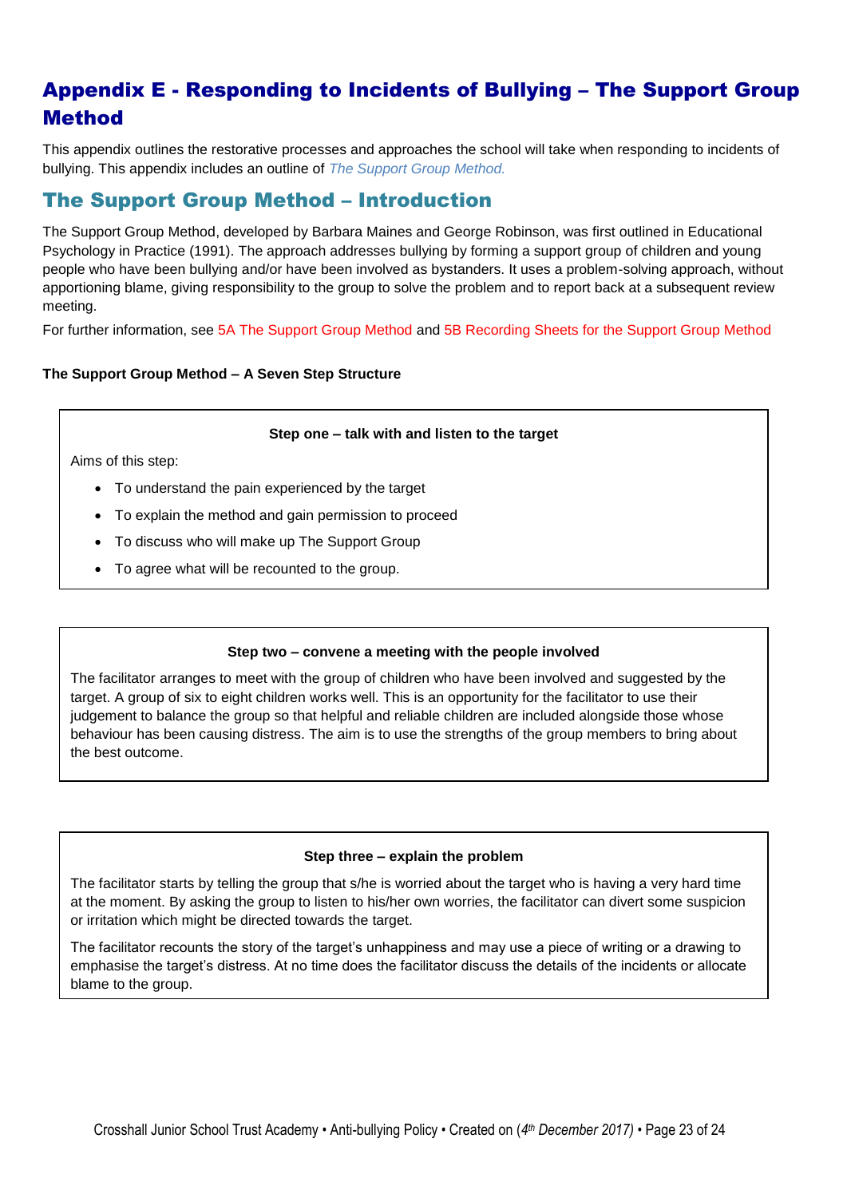# Appendix E - Responding to Incidents of Bullying – The Support Group Method

This appendix outlines the restorative processes and approaches the school will take when responding to incidents of bullying. This appendix includes an outline of *The Support Group Method.*

## The Support Group Method – Introduction

The Support Group Method, developed by Barbara Maines and George Robinson, was first outlined in Educational Psychology in Practice (1991). The approach addresses bullying by forming a support group of children and young people who have been bullying and/or have been involved as bystanders. It uses a problem-solving approach, without apportioning blame, giving responsibility to the group to solve the problem and to report back at a subsequent review meeting.

For further information, see 5A The Support Group Method and 5B Recording Sheets for the Support Group Method

**The Support Group Method – A Seven Step Structure**

**Step one – talk with and listen to the target**

Aims of this step:

- To understand the pain experienced by the target
- To explain the method and gain permission to proceed
- To discuss who will make up The Support Group
- To agree what will be recounted to the group.

**Step two – convene a meeting with the people involved**

The facilitator arranges to meet with the group of children who have been involved and suggested by the target. A group of six to eight children works well. This is an opportunity for the facilitator to use their judgement to balance the group so that helpful and reliable children are included alongside those whose behaviour has been causing distress. The aim is to use the strengths of the group members to bring about the best outcome.

**Step three – explain the problem**

The facilitator starts by telling the group that s/he is worried about the target who is having a very hard time at the moment. By asking the group to listen to his/her own worries, the facilitator can divert some suspicion or irritation which might be directed towards the target.

The facilitator recounts the story of the target's unhappiness and may use a piece of writing or a drawing to emphasise the target's distress. At no time does the facilitator discuss the details of the incidents or allocate blame to the group.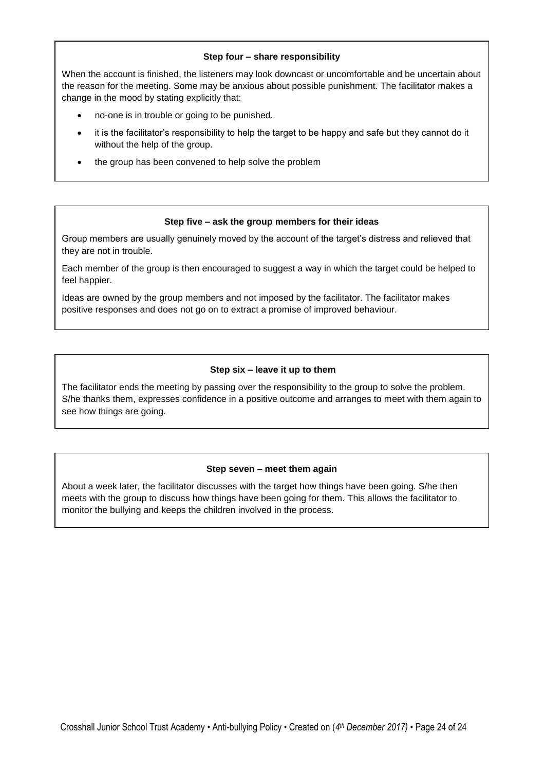**Step four – share responsibility**

When the account is finished, the listeners may look downcast or uncomfortable and be uncertain about the reason for the meeting. Some may be anxious about possible punishment. The facilitator makes a change in the mood by stating explicitly that:

- no-one is in trouble or going to be punished.
- it is the facilitator's responsibility to help the target to be happy and safe but they cannot do it without the help of the group.
- the group has been convened to help solve the problem

**Step five – ask the group members for their ideas**

Group members are usually genuinely moved by the account of the target's distress and relieved that they are not in trouble.

Each member of the group is then encouraged to suggest a way in which the target could be helped to feel happier.

Ideas are owned by the group members and not imposed by the facilitator. The facilitator makes positive responses and does not go on to extract a promise of improved behaviour.

**Step six – leave it up to them**

The facilitator ends the meeting by passing over the responsibility to the group to solve the problem. S/he thanks them, expresses confidence in a positive outcome and arranges to meet with them again to see how things are going.

**Step seven – meet them again**

About a week later, the facilitator discusses with the target how things have been going. S/he then meets with the group to discuss how things have been going for them. This allows the facilitator to monitor the bullying and keeps the children involved in the process.